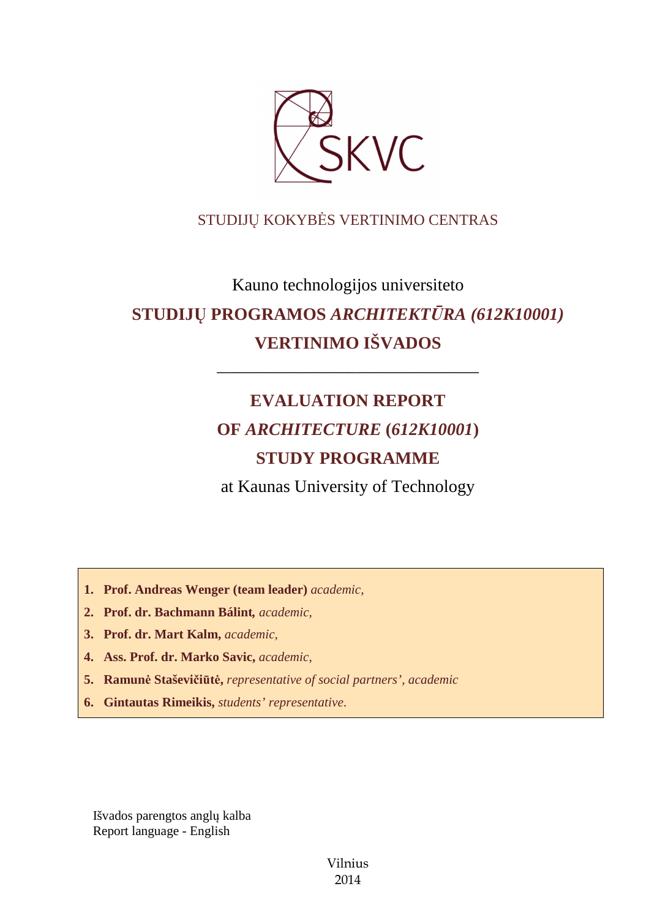SKVC

STUDIJŲ KOKYBĖS VERTINIMO CENTRAS

Kauno technologijos universiteto

# STUDIJŲ PROGRAMOS *ARCHITEKTŪRA (612K10001)* VERTINIMO IŠVADOS

---

# EVALUATION REPORT OF *ARCHITECTURE* (*612K10001*) STUDY PROGRAMME

at Kaunas University of Technology

1. **Prof. Andreas Wenger (team leader)** *academic,*
2. **Prof. dr. Bachmann Bálint,** *academic,*
3. **Prof. dr. Mart Kalm,** *academic,*
4. **Ass. Prof. dr. Marko Savic,** *academic,*
5. **Ramunė Staševičiūtė,** *representative of social partners', academic*
6. **Gintautas Rimeikis,** *students' representative.*

Išvados parengtos anglų kalba
Report language - English

Vilnius
2014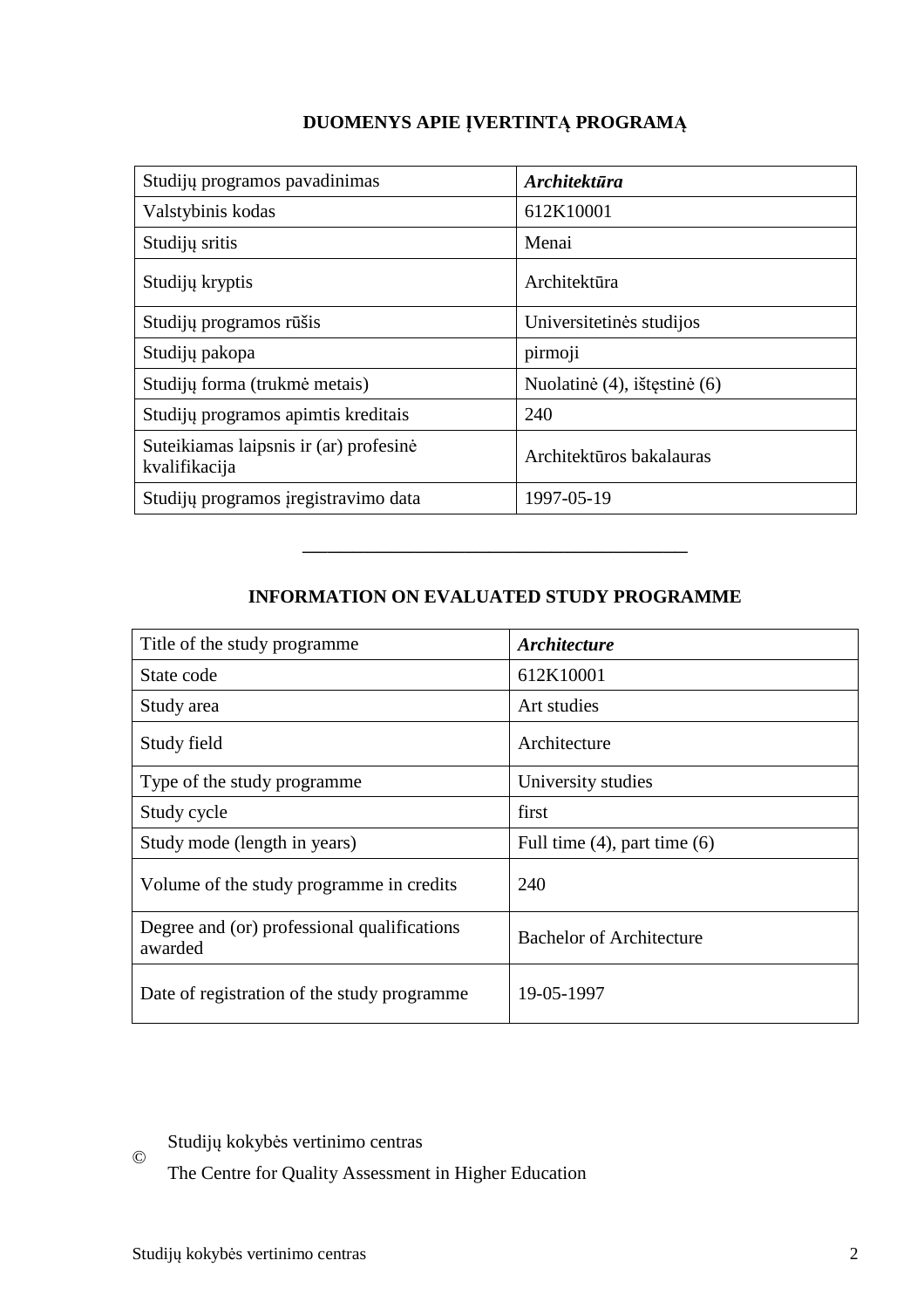## DUOMENYS APIE ĮVERTINTĄ PROGRAMĄ

| Studijų programos pavadinimas | ***Architektūra*** |
|---|---|
| Valstybinis kodas | 612K10001 |
| Studijų sritis | Menai |
| Studijų kryptis | Architektūra |
| Studijų programos rūšis | Universitetinės studijos |
| Studijų pakopa | pirmoji |
| Studijų forma (trukmė metais) | Nuolatinė (4), ištęstinė (6) |
| Studijų programos apimtis kreditais | 240 |
| Suteikiamas laipsnis ir (ar) profesinė kvalifikacija | Architektūros bakalauras |
| Studijų programos įregistravimo data | 1997-05-19 |

---

## INFORMATION ON EVALUATED STUDY PROGRAMME

| Title of the study programme | ***Architecture*** |
|---|---|
| State code | 612K10001 |
| Study area | Art studies |
| Study field | Architecture |
| Type of the study programme | University studies |
| Study cycle | first |
| Study mode (length in years) | Full time (4), part time (6) |
| Volume of the study programme in credits | 240 |
| Degree and (or) professional qualifications awarded | Bachelor of Architecture |
| Date of registration of the study programme | 19-05-1997 |

© Studijų kokybės vertinimo centras
The Centre for Quality Assessment in Higher Education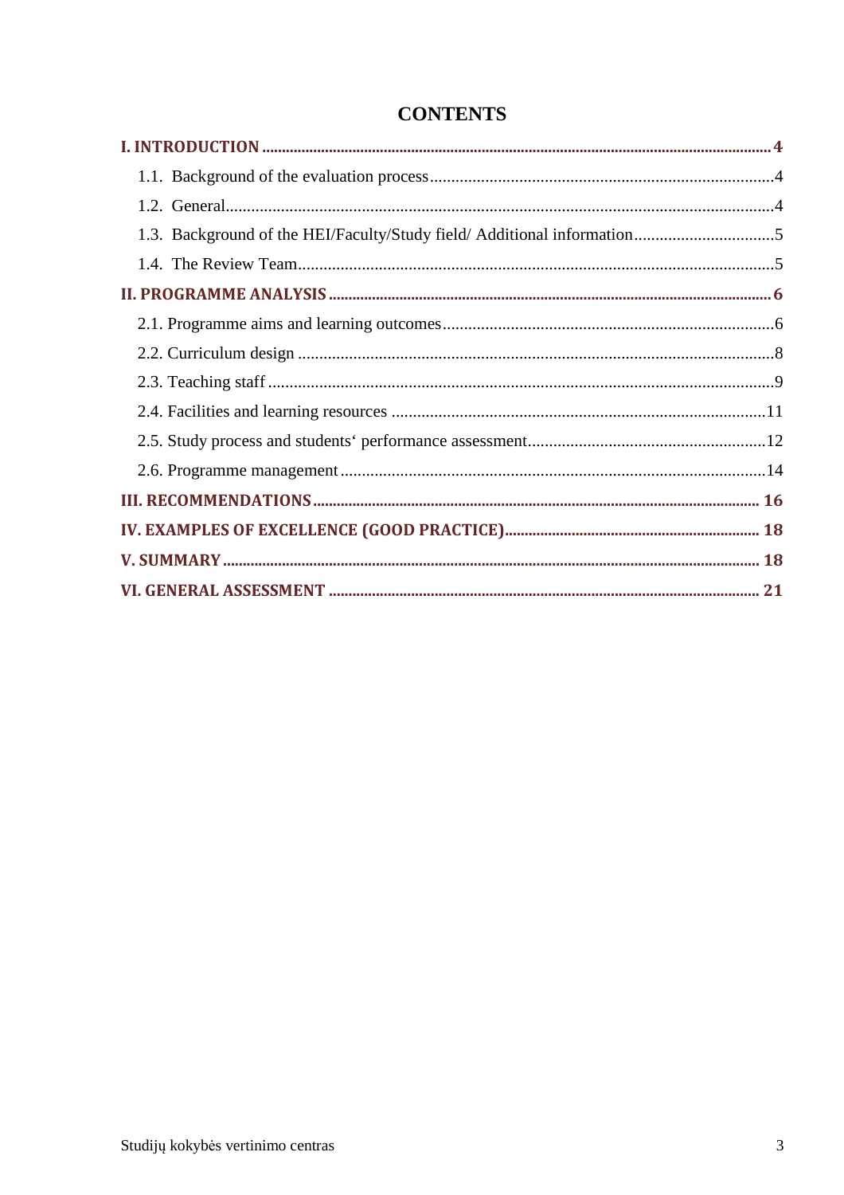# CONTENTS

**I. INTRODUCTION** ... 4

- 1.1. Background of the evaluation process ... 4
- 1.2. General ... 4
- 1.3. Background of the HEI/Faculty/Study field/ Additional information ... 5
- 1.4. The Review Team ... 5

**II. PROGRAMME ANALYSIS** ... 6

- 2.1. Programme aims and learning outcomes ... 6
- 2.2. Curriculum design ... 8
- 2.3. Teaching staff ... 9
- 2.4. Facilities and learning resources ... 11
- 2.5. Study process and students‘ performance assessment ... 12
- 2.6. Programme management ... 14

**III. RECOMMENDATIONS** ... 16

**IV. EXAMPLES OF EXCELLENCE (GOOD PRACTICE)** ... 18

**V. SUMMARY** ... 18

**VI. GENERAL ASSESSMENT** ... 21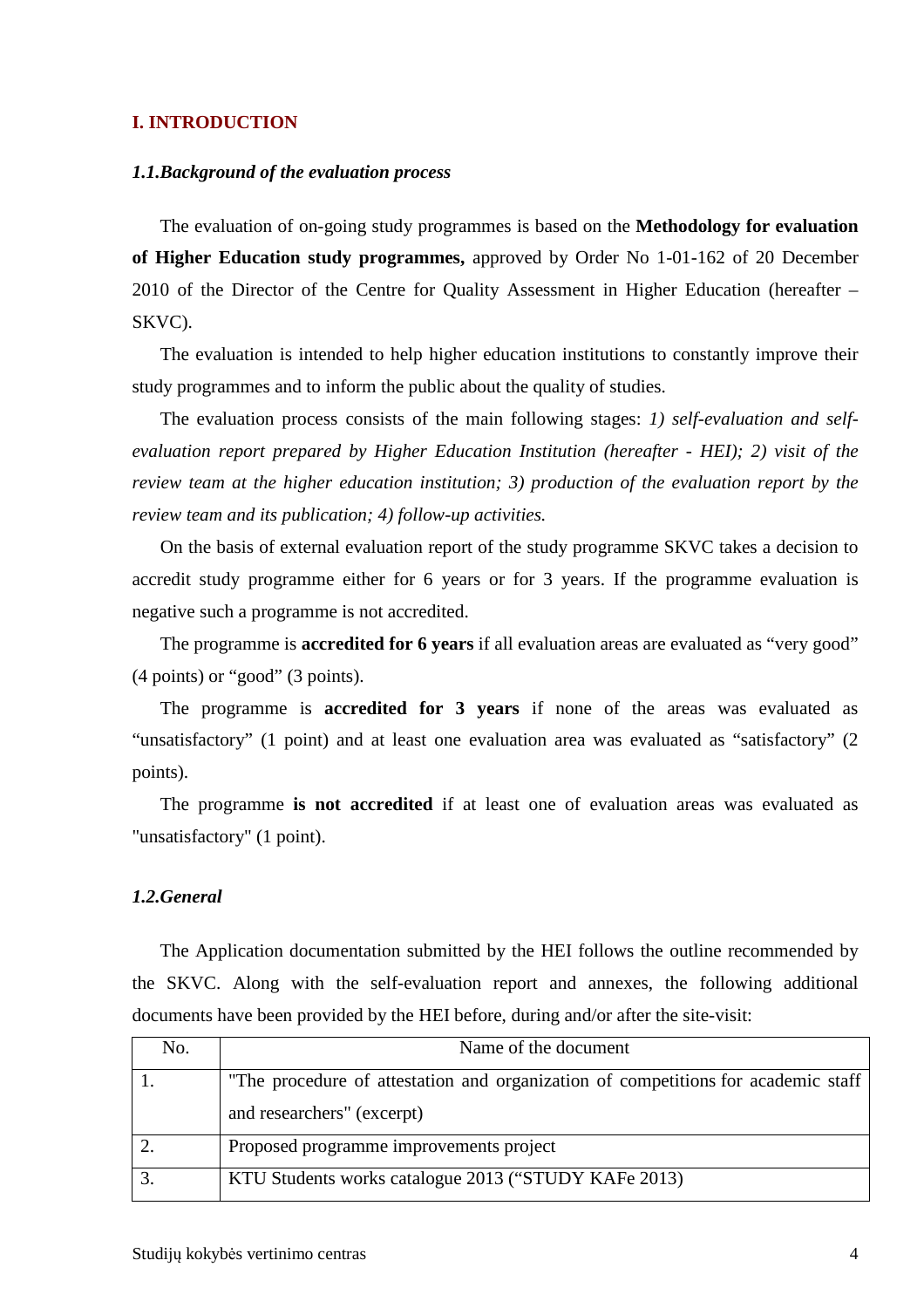## I. INTRODUCTION

### *1.1.Background of the evaluation process*

The evaluation of on-going study programmes is based on the **Methodology for evaluation of Higher Education study programmes,** approved by Order No 1-01-162 of 20 December 2010 of the Director of the Centre for Quality Assessment in Higher Education (hereafter – SKVC).

The evaluation is intended to help higher education institutions to constantly improve their study programmes and to inform the public about the quality of studies.

The evaluation process consists of the main following stages: *1) self-evaluation and self-evaluation report prepared by Higher Education Institution (hereafter - HEI); 2) visit of the review team at the higher education institution; 3) production of the evaluation report by the review team and its publication; 4) follow-up activities.*

On the basis of external evaluation report of the study programme SKVC takes a decision to accredit study programme either for 6 years or for 3 years. If the programme evaluation is negative such a programme is not accredited.

The programme is **accredited for 6 years** if all evaluation areas are evaluated as "very good" (4 points) or "good" (3 points).

The programme is **accredited for 3 years** if none of the areas was evaluated as "unsatisfactory" (1 point) and at least one evaluation area was evaluated as "satisfactory" (2 points).

The programme **is not accredited** if at least one of evaluation areas was evaluated as "unsatisfactory" (1 point).

### *1.2.General*

The Application documentation submitted by the HEI follows the outline recommended by the SKVC. Along with the self-evaluation report and annexes, the following additional documents have been provided by the HEI before, during and/or after the site-visit:

| No. | Name of the document |
|---|---|
| 1. | "The procedure of attestation and organization of competitions for academic staff and researchers" (excerpt) |
| 2. | Proposed programme improvements project |
| 3. | KTU Students works catalogue 2013 ("STUDY KAFe 2013) |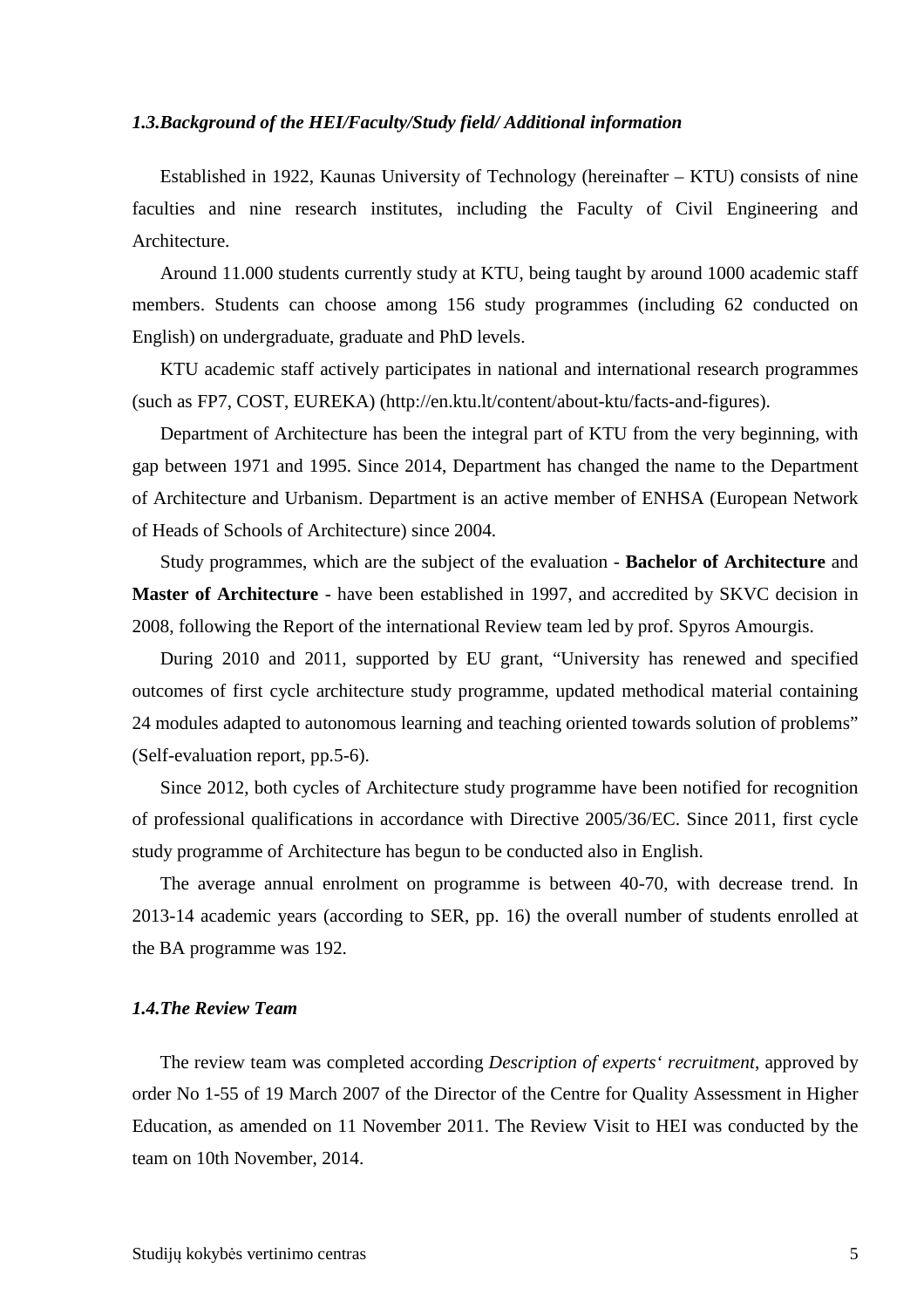### *1.3.Background of the HEI/Faculty/Study field/ Additional information*

Established in 1922, Kaunas University of Technology (hereinafter – KTU) consists of nine faculties and nine research institutes, including the Faculty of Civil Engineering and Architecture.

Around 11.000 students currently study at KTU, being taught by around 1000 academic staff members. Students can choose among 156 study programmes (including 62 conducted on English) on undergraduate, graduate and PhD levels.

KTU academic staff actively participates in national and international research programmes (such as FP7, COST, EUREKA) (http://en.ktu.lt/content/about-ktu/facts-and-figures).

Department of Architecture has been the integral part of KTU from the very beginning, with gap between 1971 and 1995. Since 2014, Department has changed the name to the Department of Architecture and Urbanism. Department is an active member of ENHSA (European Network of Heads of Schools of Architecture) since 2004.

Study programmes, which are the subject of the evaluation - **Bachelor of Architecture** and **Master of Architecture** - have been established in 1997, and accredited by SKVC decision in 2008, following the Report of the international Review team led by prof. Spyros Amourgis.

During 2010 and 2011, supported by EU grant, "University has renewed and specified outcomes of first cycle architecture study programme, updated methodical material containing 24 modules adapted to autonomous learning and teaching oriented towards solution of problems" (Self-evaluation report, pp.5-6).

Since 2012, both cycles of Architecture study programme have been notified for recognition of professional qualifications in accordance with Directive 2005/36/EC. Since 2011, first cycle study programme of Architecture has begun to be conducted also in English.

The average annual enrolment on programme is between 40-70, with decrease trend. In 2013-14 academic years (according to SER, pp. 16) the overall number of students enrolled at the BA programme was 192.

### *1.4.The Review Team*

The review team was completed according *Description of experts‘ recruitment*, approved by order No 1-55 of 19 March 2007 of the Director of the Centre for Quality Assessment in Higher Education, as amended on 11 November 2011. The Review Visit to HEI was conducted by the team on 10th November, 2014.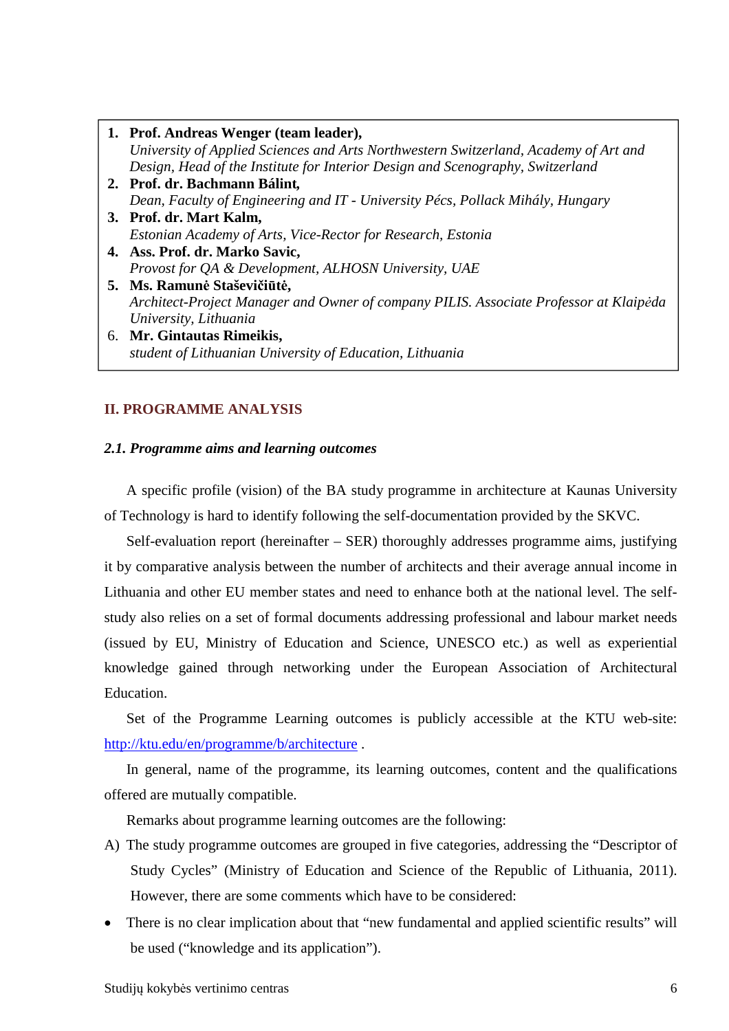1. **Prof. Andreas Wenger (team leader),**
   *University of Applied Sciences and Arts Northwestern Switzerland, Academy of Art and Design, Head of the Institute for Interior Design and Scenography, Switzerland*
2. **Prof. dr. Bachmann Bálint,**
   *Dean, Faculty of Engineering and IT - University Pécs, Pollack Mihály, Hungary*
3. **Prof. dr. Mart Kalm,**
   *Estonian Academy of Arts, Vice-Rector for Research, Estonia*
4. **Ass. Prof. dr. Marko Savic,**
   *Provost for QA & Development, ALHOSN University, UAE*
5. **Ms. Ramunė Staševičiūtė,**
   *Architect-Project Manager and Owner of company PILIS. Associate Professor at Klaipėda University, Lithuania*
6. **Mr. Gintautas Rimeikis,**
   *student of Lithuanian University of Education, Lithuania*

## II. PROGRAMME ANALYSIS

### *2.1. Programme aims and learning outcomes*

A specific profile (vision) of the BA study programme in architecture at Kaunas University of Technology is hard to identify following the self-documentation provided by the SKVC.

Self-evaluation report (hereinafter – SER) thoroughly addresses programme aims, justifying it by comparative analysis between the number of architects and their average annual income in Lithuania and other EU member states and need to enhance both at the national level. The self-study also relies on a set of formal documents addressing professional and labour market needs (issued by EU, Ministry of Education and Science, UNESCO etc.) as well as experiential knowledge gained through networking under the European Association of Architectural Education.

Set of the Programme Learning outcomes is publicly accessible at the KTU web-site: http://ktu.edu/en/programme/b/architecture .

In general, name of the programme, its learning outcomes, content and the qualifications offered are mutually compatible.

Remarks about programme learning outcomes are the following:

A) The study programme outcomes are grouped in five categories, addressing the "Descriptor of Study Cycles" (Ministry of Education and Science of the Republic of Lithuania, 2011). However, there are some comments which have to be considered:

- There is no clear implication about that "new fundamental and applied scientific results" will be used ("knowledge and its application").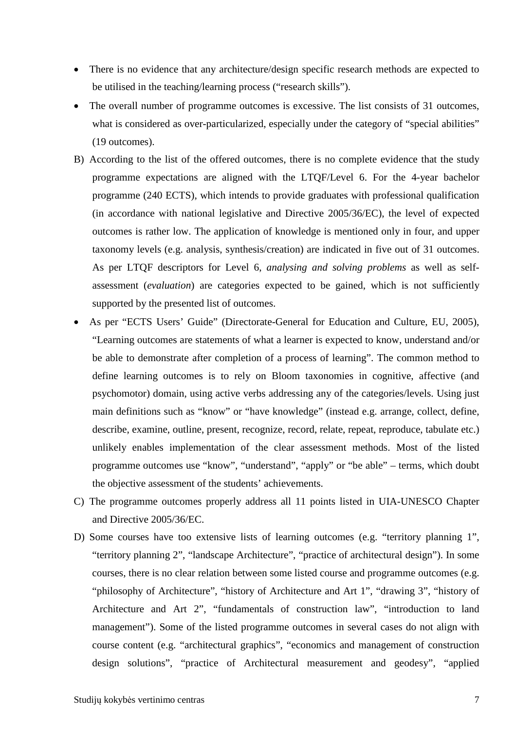- There is no evidence that any architecture/design specific research methods are expected to be utilised in the teaching/learning process ("research skills").
- The overall number of programme outcomes is excessive. The list consists of 31 outcomes, what is considered as over-particularized, especially under the category of "special abilities" (19 outcomes).

B) According to the list of the offered outcomes, there is no complete evidence that the study programme expectations are aligned with the LTQF/Level 6. For the 4-year bachelor programme (240 ECTS), which intends to provide graduates with professional qualification (in accordance with national legislative and Directive 2005/36/EC), the level of expected outcomes is rather low. The application of knowledge is mentioned only in four, and upper taxonomy levels (e.g. analysis, synthesis/creation) are indicated in five out of 31 outcomes. As per LTQF descriptors for Level 6, *analysing and solving problems* as well as self-assessment (*evaluation*) are categories expected to be gained, which is not sufficiently supported by the presented list of outcomes.

- As per "ECTS Users' Guide" (Directorate-General for Education and Culture, EU, 2005), "Learning outcomes are statements of what a learner is expected to know, understand and/or be able to demonstrate after completion of a process of learning". The common method to define learning outcomes is to rely on Bloom taxonomies in cognitive, affective (and psychomotor) domain, using active verbs addressing any of the categories/levels. Using just main definitions such as "know" or "have knowledge" (instead e.g. arrange, collect, define, describe, examine, outline, present, recognize, record, relate, repeat, reproduce, tabulate etc.) unlikely enables implementation of the clear assessment methods. Most of the listed programme outcomes use "know", "understand", "apply" or "be able" – terms, which doubt the objective assessment of the students' achievements.

C) The programme outcomes properly address all 11 points listed in UIA-UNESCO Chapter and Directive 2005/36/EC.

D) Some courses have too extensive lists of learning outcomes (e.g. "territory planning 1", "territory planning 2", "landscape Architecture", "practice of architectural design"). In some courses, there is no clear relation between some listed course and programme outcomes (e.g. "philosophy of Architecture", "history of Architecture and Art 1", "drawing 3", "history of Architecture and Art 2", "fundamentals of construction law", "introduction to land management"). Some of the listed programme outcomes in several cases do not align with course content (e.g. "architectural graphics", "economics and management of construction design solutions", "practice of Architectural measurement and geodesy", "applied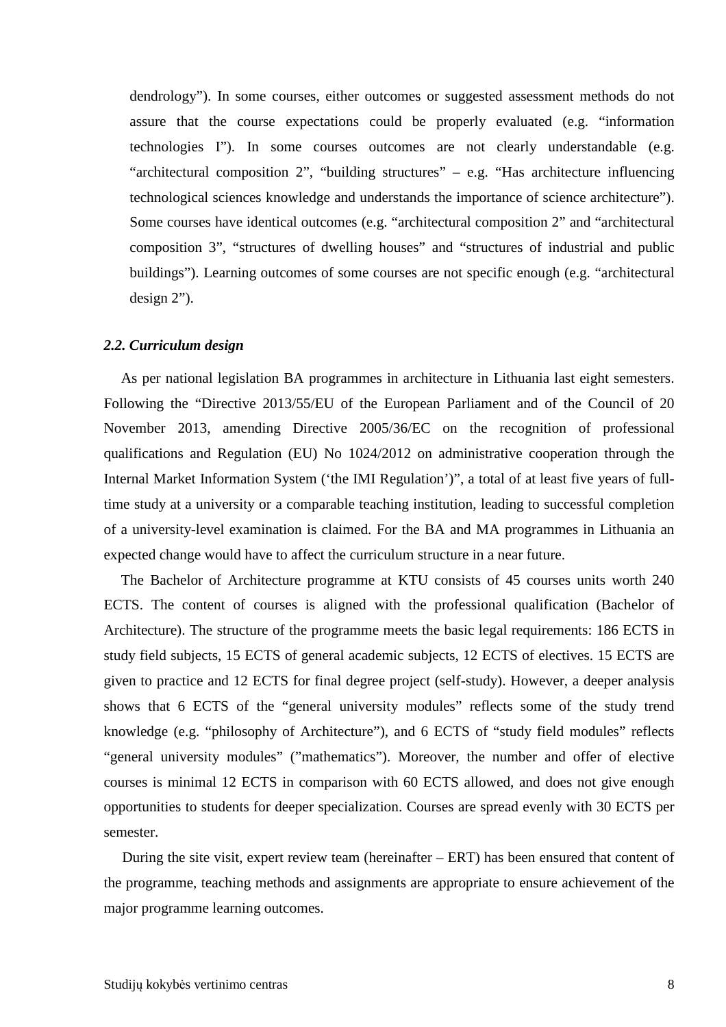dendrology"). In some courses, either outcomes or suggested assessment methods do not assure that the course expectations could be properly evaluated (e.g. "information technologies I"). In some courses outcomes are not clearly understandable (e.g. "architectural composition 2", "building structures" – e.g. "Has architecture influencing technological sciences knowledge and understands the importance of science architecture"). Some courses have identical outcomes (e.g. "architectural composition 2" and "architectural composition 3", "structures of dwelling houses" and "structures of industrial and public buildings"). Learning outcomes of some courses are not specific enough (e.g. "architectural design 2").

### *2.2. Curriculum design*

As per national legislation BA programmes in architecture in Lithuania last eight semesters. Following the "Directive 2013/55/EU of the European Parliament and of the Council of 20 November 2013, amending Directive 2005/36/EC on the recognition of professional qualifications and Regulation (EU) No 1024/2012 on administrative cooperation through the Internal Market Information System ('the IMI Regulation')", a total of at least five years of full-time study at a university or a comparable teaching institution, leading to successful completion of a university-level examination is claimed. For the BA and MA programmes in Lithuania an expected change would have to affect the curriculum structure in a near future.

The Bachelor of Architecture programme at KTU consists of 45 courses units worth 240 ECTS. The content of courses is aligned with the professional qualification (Bachelor of Architecture). The structure of the programme meets the basic legal requirements: 186 ECTS in study field subjects, 15 ECTS of general academic subjects, 12 ECTS of electives. 15 ECTS are given to practice and 12 ECTS for final degree project (self-study). However, a deeper analysis shows that 6 ECTS of the "general university modules" reflects some of the study trend knowledge (e.g. "philosophy of Architecture"), and 6 ECTS of "study field modules" reflects "general university modules" ("mathematics"). Moreover, the number and offer of elective courses is minimal 12 ECTS in comparison with 60 ECTS allowed, and does not give enough opportunities to students for deeper specialization. Courses are spread evenly with 30 ECTS per semester.

During the site visit, expert review team (hereinafter – ERT) has been ensured that content of the programme, teaching methods and assignments are appropriate to ensure achievement of the major programme learning outcomes.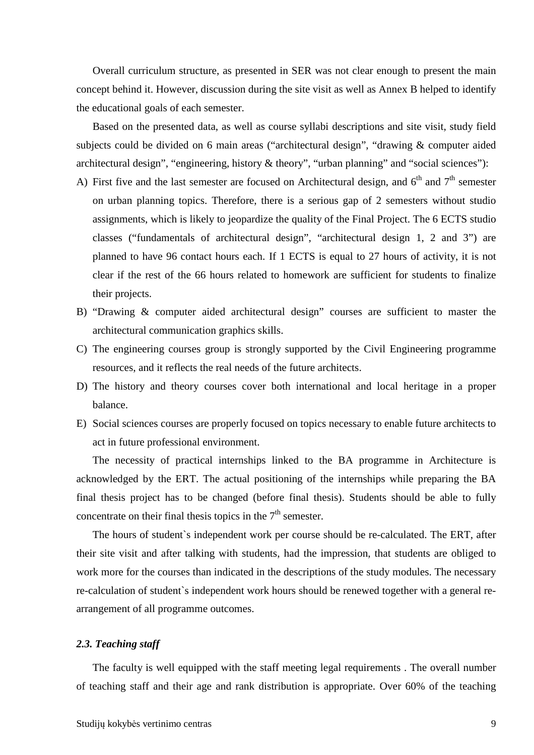Overall curriculum structure, as presented in SER was not clear enough to present the main concept behind it. However, discussion during the site visit as well as Annex B helped to identify the educational goals of each semester.

Based on the presented data, as well as course syllabi descriptions and site visit, study field subjects could be divided on 6 main areas ("architectural design", "drawing & computer aided architectural design", "engineering, history & theory", "urban planning" and "social sciences"):

A) First five and the last semester are focused on Architectural design, and 6th and 7th semester on urban planning topics. Therefore, there is a serious gap of 2 semesters without studio assignments, which is likely to jeopardize the quality of the Final Project. The 6 ECTS studio classes ("fundamentals of architectural design", "architectural design 1, 2 and 3") are planned to have 96 contact hours each. If 1 ECTS is equal to 27 hours of activity, it is not clear if the rest of the 66 hours related to homework are sufficient for students to finalize their projects.
B) "Drawing & computer aided architectural design" courses are sufficient to master the architectural communication graphics skills.
C) The engineering courses group is strongly supported by the Civil Engineering programme resources, and it reflects the real needs of the future architects.
D) The history and theory courses cover both international and local heritage in a proper balance.
E) Social sciences courses are properly focused on topics necessary to enable future architects to act in future professional environment.

The necessity of practical internships linked to the BA programme in Architecture is acknowledged by the ERT. The actual positioning of the internships while preparing the BA final thesis project has to be changed (before final thesis). Students should be able to fully concentrate on their final thesis topics in the 7th semester.

The hours of student`s independent work per course should be re-calculated. The ERT, after their site visit and after talking with students, had the impression, that students are obliged to work more for the courses than indicated in the descriptions of the study modules. The necessary re-calculation of student`s independent work hours should be renewed together with a general re-arrangement of all programme outcomes.

### *2.3. Teaching staff*

The faculty is well equipped with the staff meeting legal requirements . The overall number of teaching staff and their age and rank distribution is appropriate. Over 60% of the teaching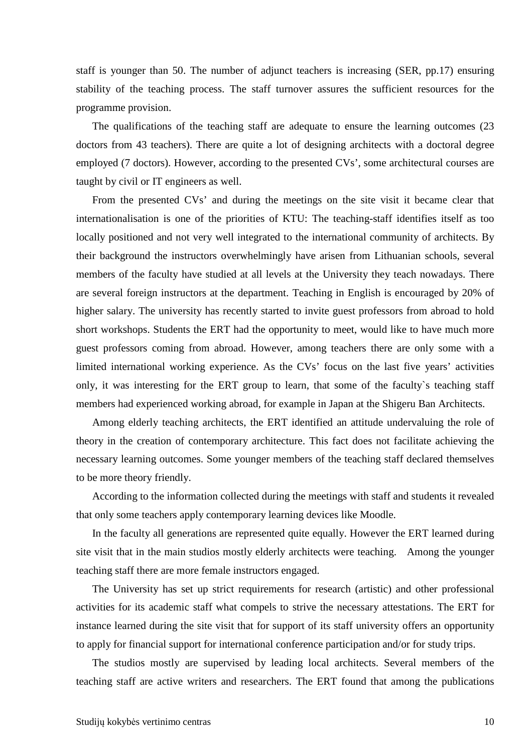staff is younger than 50. The number of adjunct teachers is increasing (SER, pp.17) ensuring stability of the teaching process. The staff turnover assures the sufficient resources for the programme provision.

The qualifications of the teaching staff are adequate to ensure the learning outcomes (23 doctors from 43 teachers). There are quite a lot of designing architects with a doctoral degree employed (7 doctors). However, according to the presented CVs', some architectural courses are taught by civil or IT engineers as well.

From the presented CVs' and during the meetings on the site visit it became clear that internationalisation is one of the priorities of KTU: The teaching-staff identifies itself as too locally positioned and not very well integrated to the international community of architects. By their background the instructors overwhelmingly have arisen from Lithuanian schools, several members of the faculty have studied at all levels at the University they teach nowadays. There are several foreign instructors at the department. Teaching in English is encouraged by 20% of higher salary. The university has recently started to invite guest professors from abroad to hold short workshops. Students the ERT had the opportunity to meet, would like to have much more guest professors coming from abroad. However, among teachers there are only some with a limited international working experience. As the CVs' focus on the last five years' activities only, it was interesting for the ERT group to learn, that some of the faculty`s teaching staff members had experienced working abroad, for example in Japan at the Shigeru Ban Architects.

Among elderly teaching architects, the ERT identified an attitude undervaluing the role of theory in the creation of contemporary architecture. This fact does not facilitate achieving the necessary learning outcomes. Some younger members of the teaching staff declared themselves to be more theory friendly.

According to the information collected during the meetings with staff and students it revealed that only some teachers apply contemporary learning devices like Moodle.

In the faculty all generations are represented quite equally. However the ERT learned during site visit that in the main studios mostly elderly architects were teaching. Among the younger teaching staff there are more female instructors engaged.

The University has set up strict requirements for research (artistic) and other professional activities for its academic staff what compels to strive the necessary attestations. The ERT for instance learned during the site visit that for support of its staff university offers an opportunity to apply for financial support for international conference participation and/or for study trips.

The studios mostly are supervised by leading local architects. Several members of the teaching staff are active writers and researchers. The ERT found that among the publications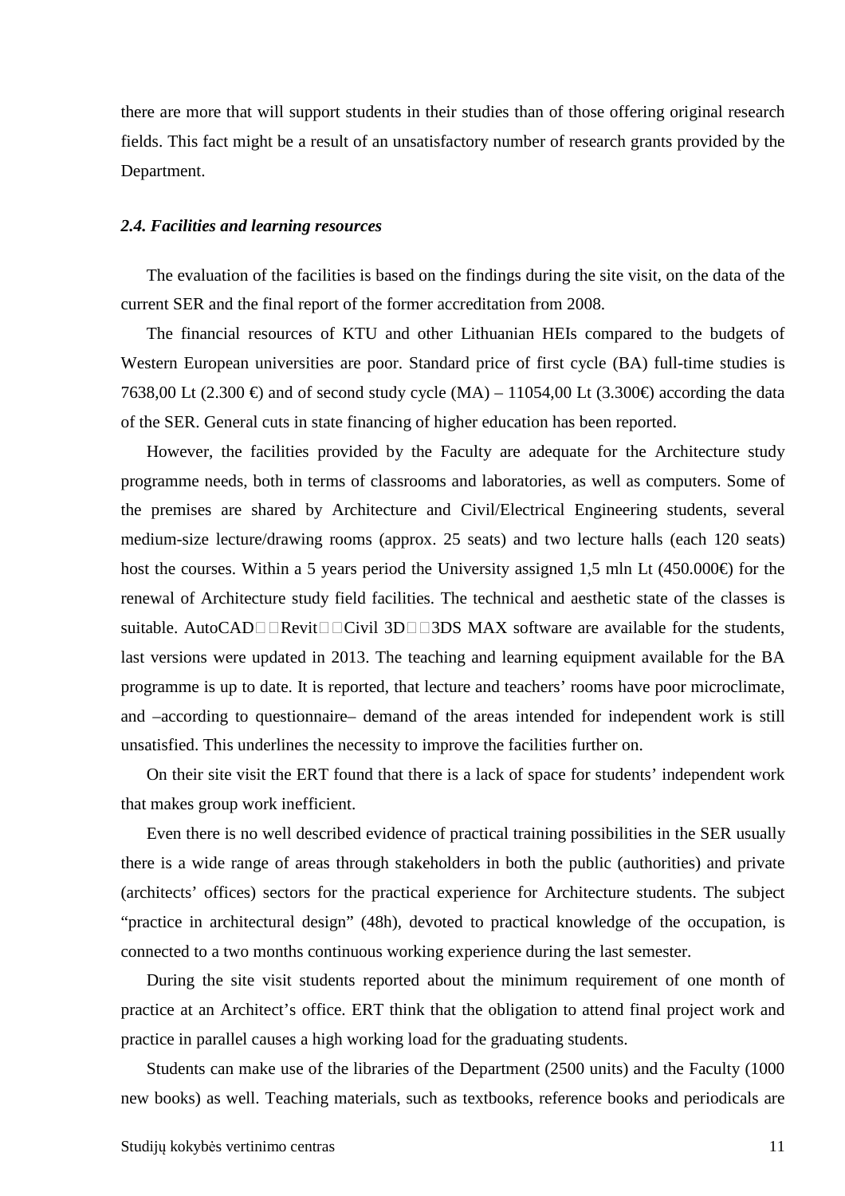there are more that will support students in their studies than of those offering original research fields. This fact might be a result of an unsatisfactory number of research grants provided by the Department.

### *2.4. Facilities and learning resources*

The evaluation of the facilities is based on the findings during the site visit, on the data of the current SER and the final report of the former accreditation from 2008.

The financial resources of KTU and other Lithuanian HEIs compared to the budgets of Western European universities are poor. Standard price of first cycle (BA) full-time studies is 7638,00 Lt (2.300 €) and of second study cycle (MA) – 11054,00 Lt (3.300€) according the data of the SER. General cuts in state financing of higher education has been reported.

However, the facilities provided by the Faculty are adequate for the Architecture study programme needs, both in terms of classrooms and laboratories, as well as computers. Some of the premises are shared by Architecture and Civil/Electrical Engineering students, several medium-size lecture/drawing rooms (approx. 25 seats) and two lecture halls (each 120 seats) host the courses. Within a 5 years period the University assigned 1,5 mln Lt (450.000€) for the renewal of Architecture study field facilities. The technical and aesthetic state of the classes is suitable. AutoCAD□□Revit□□Civil 3D□□3DS MAX software are available for the students, last versions were updated in 2013. The teaching and learning equipment available for the BA programme is up to date. It is reported, that lecture and teachers' rooms have poor microclimate, and –according to questionnaire– demand of the areas intended for independent work is still unsatisfied. This underlines the necessity to improve the facilities further on.

On their site visit the ERT found that there is a lack of space for students' independent work that makes group work inefficient.

Even there is no well described evidence of practical training possibilities in the SER usually there is a wide range of areas through stakeholders in both the public (authorities) and private (architects' offices) sectors for the practical experience for Architecture students. The subject "practice in architectural design" (48h), devoted to practical knowledge of the occupation, is connected to a two months continuous working experience during the last semester.

During the site visit students reported about the minimum requirement of one month of practice at an Architect's office. ERT think that the obligation to attend final project work and practice in parallel causes a high working load for the graduating students.

Students can make use of the libraries of the Department (2500 units) and the Faculty (1000 new books) as well. Teaching materials, such as textbooks, reference books and periodicals are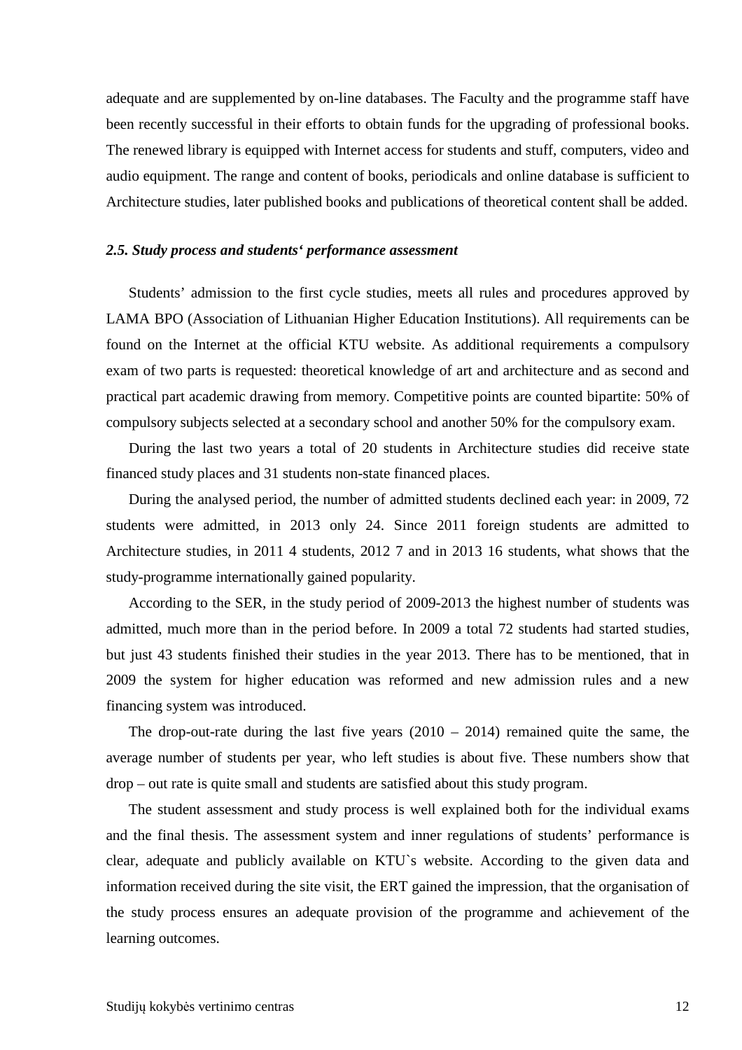adequate and are supplemented by on-line databases. The Faculty and the programme staff have been recently successful in their efforts to obtain funds for the upgrading of professional books. The renewed library is equipped with Internet access for students and stuff, computers, video and audio equipment. The range and content of books, periodicals and online database is sufficient to Architecture studies, later published books and publications of theoretical content shall be added.

### *2.5. Study process and students' performance assessment*

Students' admission to the first cycle studies, meets all rules and procedures approved by LAMA BPO (Association of Lithuanian Higher Education Institutions). All requirements can be found on the Internet at the official KTU website. As additional requirements a compulsory exam of two parts is requested: theoretical knowledge of art and architecture and as second and practical part academic drawing from memory. Competitive points are counted bipartite: 50% of compulsory subjects selected at a secondary school and another 50% for the compulsory exam.

During the last two years a total of 20 students in Architecture studies did receive state financed study places and 31 students non-state financed places.

During the analysed period, the number of admitted students declined each year: in 2009, 72 students were admitted, in 2013 only 24. Since 2011 foreign students are admitted to Architecture studies, in 2011 4 students, 2012 7 and in 2013 16 students, what shows that the study-programme internationally gained popularity.

According to the SER, in the study period of 2009-2013 the highest number of students was admitted, much more than in the period before. In 2009 a total 72 students had started studies, but just 43 students finished their studies in the year 2013. There has to be mentioned, that in 2009 the system for higher education was reformed and new admission rules and a new financing system was introduced.

The drop-out-rate during the last five years (2010 – 2014) remained quite the same, the average number of students per year, who left studies is about five. These numbers show that drop – out rate is quite small and students are satisfied about this study program.

The student assessment and study process is well explained both for the individual exams and the final thesis. The assessment system and inner regulations of students' performance is clear, adequate and publicly available on KTU`s website. According to the given data and information received during the site visit, the ERT gained the impression, that the organisation of the study process ensures an adequate provision of the programme and achievement of the learning outcomes.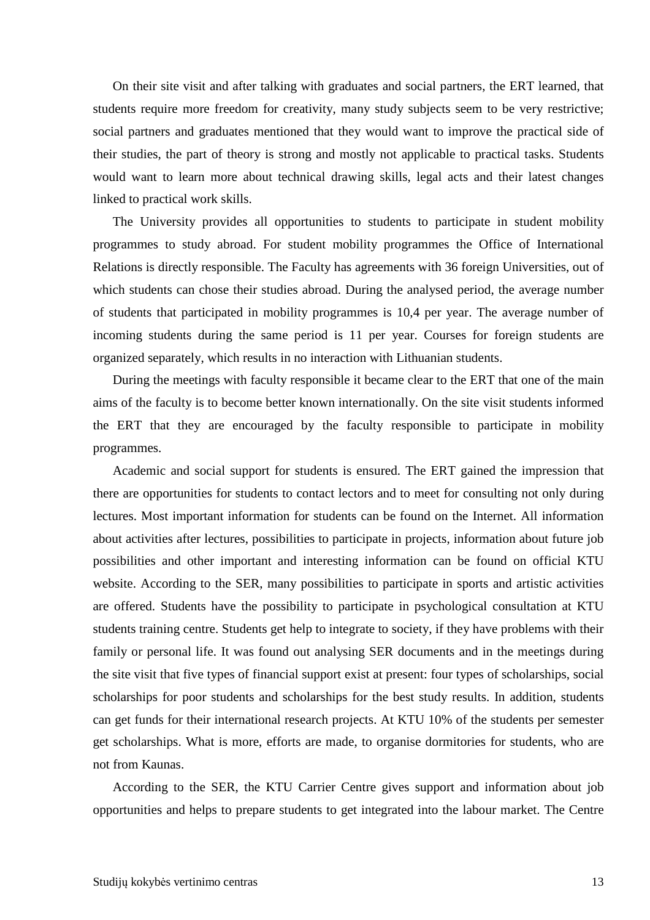On their site visit and after talking with graduates and social partners, the ERT learned, that students require more freedom for creativity, many study subjects seem to be very restrictive; social partners and graduates mentioned that they would want to improve the practical side of their studies, the part of theory is strong and mostly not applicable to practical tasks. Students would want to learn more about technical drawing skills, legal acts and their latest changes linked to practical work skills.

The University provides all opportunities to students to participate in student mobility programmes to study abroad. For student mobility programmes the Office of International Relations is directly responsible. The Faculty has agreements with 36 foreign Universities, out of which students can chose their studies abroad. During the analysed period, the average number of students that participated in mobility programmes is 10,4 per year. The average number of incoming students during the same period is 11 per year. Courses for foreign students are organized separately, which results in no interaction with Lithuanian students.

During the meetings with faculty responsible it became clear to the ERT that one of the main aims of the faculty is to become better known internationally. On the site visit students informed the ERT that they are encouraged by the faculty responsible to participate in mobility programmes.

Academic and social support for students is ensured. The ERT gained the impression that there are opportunities for students to contact lectors and to meet for consulting not only during lectures. Most important information for students can be found on the Internet. All information about activities after lectures, possibilities to participate in projects, information about future job possibilities and other important and interesting information can be found on official KTU website. According to the SER, many possibilities to participate in sports and artistic activities are offered. Students have the possibility to participate in psychological consultation at KTU students training centre. Students get help to integrate to society, if they have problems with their family or personal life. It was found out analysing SER documents and in the meetings during the site visit that five types of financial support exist at present: four types of scholarships, social scholarships for poor students and scholarships for the best study results. In addition, students can get funds for their international research projects. At KTU 10% of the students per semester get scholarships. What is more, efforts are made, to organise dormitories for students, who are not from Kaunas.

According to the SER, the KTU Carrier Centre gives support and information about job opportunities and helps to prepare students to get integrated into the labour market. The Centre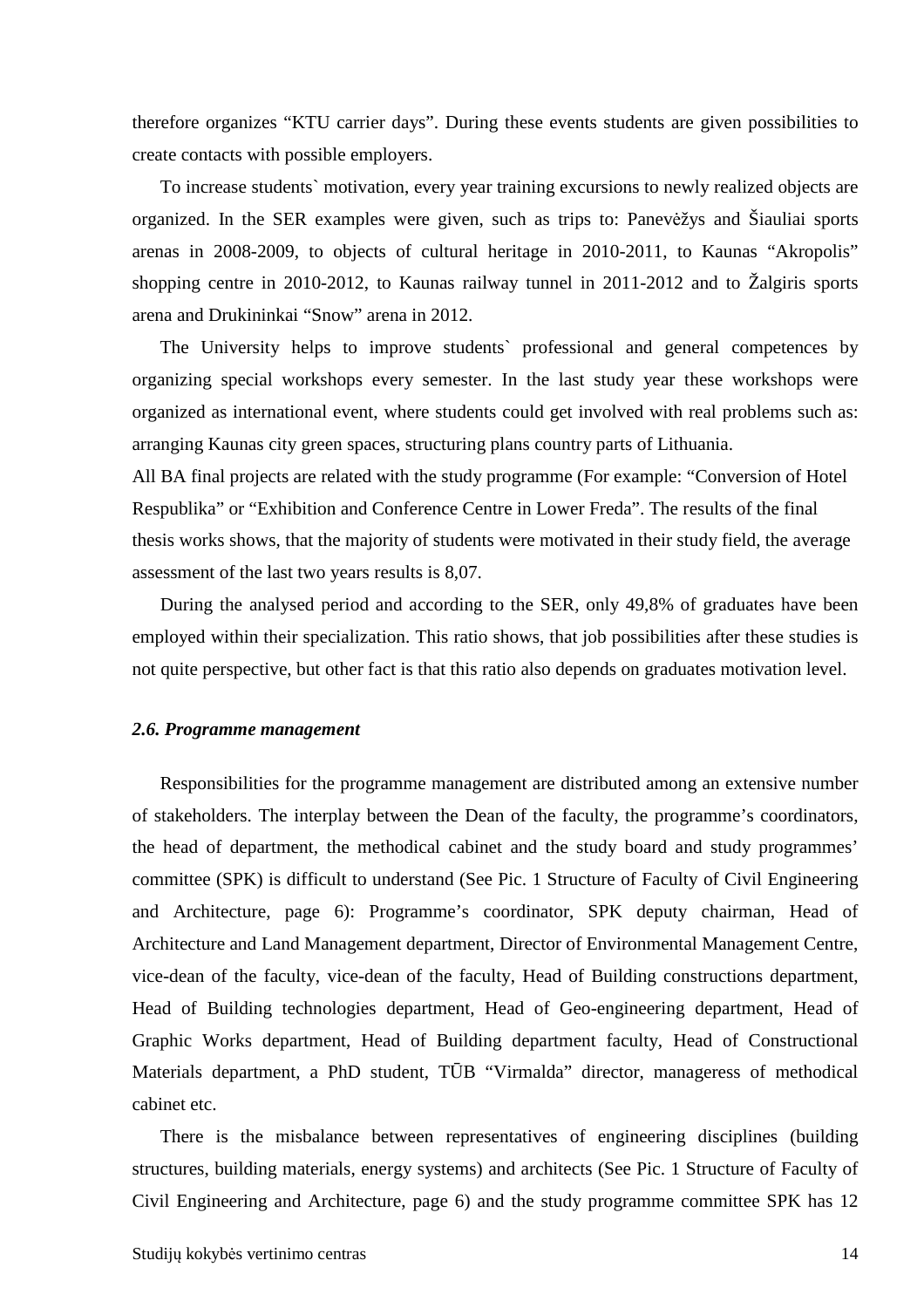therefore organizes "KTU carrier days". During these events students are given possibilities to create contacts with possible employers.

To increase students` motivation, every year training excursions to newly realized objects are organized. In the SER examples were given, such as trips to: Panevėžys and Šiauliai sports arenas in 2008-2009, to objects of cultural heritage in 2010-2011, to Kaunas "Akropolis" shopping centre in 2010-2012, to Kaunas railway tunnel in 2011-2012 and to Žalgiris sports arena and Drukininkai "Snow" arena in 2012.

The University helps to improve students` professional and general competences by organizing special workshops every semester. In the last study year these workshops were organized as international event, where students could get involved with real problems such as: arranging Kaunas city green spaces, structuring plans country parts of Lithuania.

All BA final projects are related with the study programme (For example: "Conversion of Hotel Respublika" or "Exhibition and Conference Centre in Lower Freda". The results of the final thesis works shows, that the majority of students were motivated in their study field, the average assessment of the last two years results is 8,07.

During the analysed period and according to the SER, only 49,8% of graduates have been employed within their specialization. This ratio shows, that job possibilities after these studies is not quite perspective, but other fact is that this ratio also depends on graduates motivation level.

### *2.6. Programme management*

Responsibilities for the programme management are distributed among an extensive number of stakeholders. The interplay between the Dean of the faculty, the programme's coordinators, the head of department, the methodical cabinet and the study board and study programmes' committee (SPK) is difficult to understand (See Pic. 1 Structure of Faculty of Civil Engineering and Architecture, page 6): Programme's coordinator, SPK deputy chairman, Head of Architecture and Land Management department, Director of Environmental Management Centre, vice-dean of the faculty, vice-dean of the faculty, Head of Building constructions department, Head of Building technologies department, Head of Geo-engineering department, Head of Graphic Works department, Head of Building department faculty, Head of Constructional Materials department, a PhD student, TŪB "Virmalda" director, manageress of methodical cabinet etc.

There is the misbalance between representatives of engineering disciplines (building structures, building materials, energy systems) and architects (See Pic. 1 Structure of Faculty of Civil Engineering and Architecture, page 6) and the study programme committee SPK has 12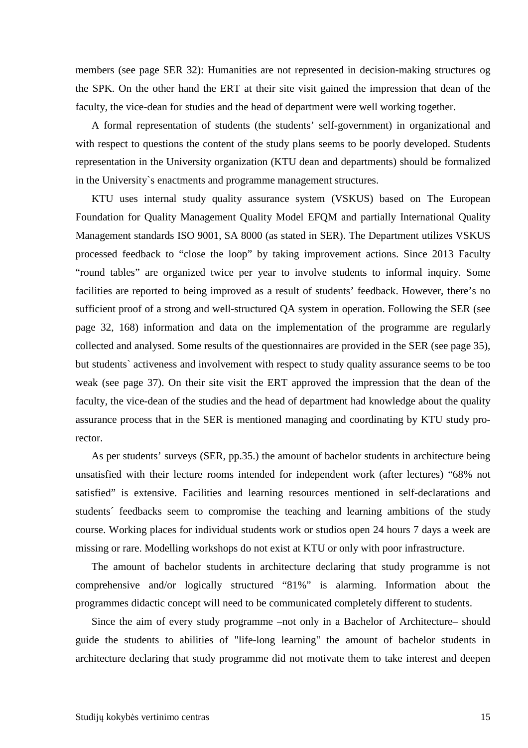members (see page SER 32): Humanities are not represented in decision-making structures og the SPK. On the other hand the ERT at their site visit gained the impression that dean of the faculty, the vice-dean for studies and the head of department were well working together.

A formal representation of students (the students' self-government) in organizational and with respect to questions the content of the study plans seems to be poorly developed. Students representation in the University organization (KTU dean and departments) should be formalized in the University`s enactments and programme management structures.

KTU uses internal study quality assurance system (VSKUS) based on The European Foundation for Quality Management Quality Model EFQM and partially International Quality Management standards ISO 9001, SA 8000 (as stated in SER). The Department utilizes VSKUS processed feedback to "close the loop" by taking improvement actions. Since 2013 Faculty "round tables" are organized twice per year to involve students to informal inquiry. Some facilities are reported to being improved as a result of students' feedback. However, there's no sufficient proof of a strong and well-structured QA system in operation. Following the SER (see page 32, 168) information and data on the implementation of the programme are regularly collected and analysed. Some results of the questionnaires are provided in the SER (see page 35), but students` activeness and involvement with respect to study quality assurance seems to be too weak (see page 37). On their site visit the ERT approved the impression that the dean of the faculty, the vice-dean of the studies and the head of department had knowledge about the quality assurance process that in the SER is mentioned managing and coordinating by KTU study pro-rector.

As per students' surveys (SER, pp.35.) the amount of bachelor students in architecture being unsatisfied with their lecture rooms intended for independent work (after lectures) "68% not satisfied" is extensive. Facilities and learning resources mentioned in self-declarations and students´ feedbacks seem to compromise the teaching and learning ambitions of the study course. Working places for individual students work or studios open 24 hours 7 days a week are missing or rare. Modelling workshops do not exist at KTU or only with poor infrastructure.

The amount of bachelor students in architecture declaring that study programme is not comprehensive and/or logically structured "81%" is alarming. Information about the programmes didactic concept will need to be communicated completely different to students.

Since the aim of every study programme –not only in a Bachelor of Architecture– should guide the students to abilities of "life-long learning" the amount of bachelor students in architecture declaring that study programme did not motivate them to take interest and deepen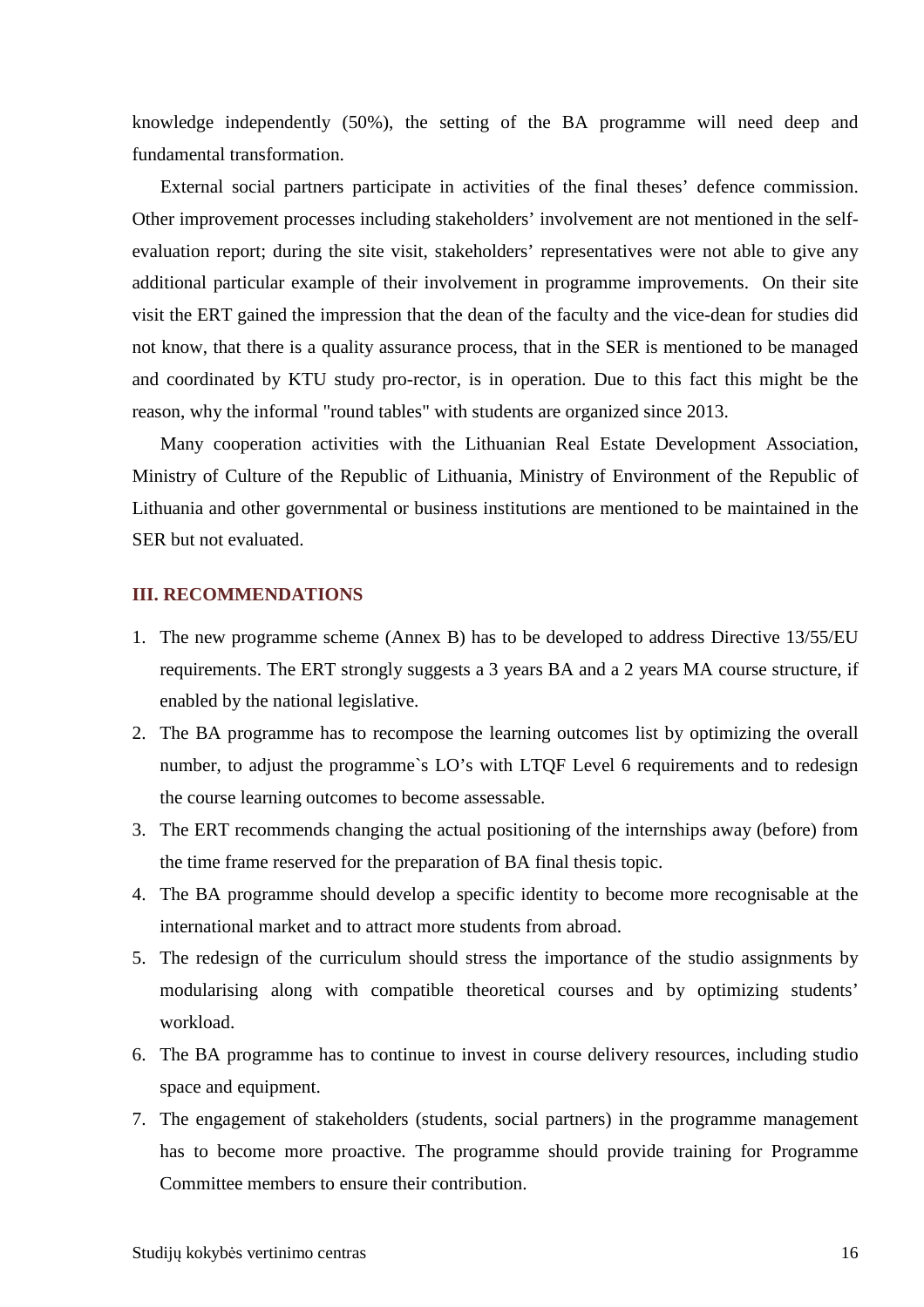knowledge independently (50%), the setting of the BA programme will need deep and fundamental transformation.

External social partners participate in activities of the final theses' defence commission. Other improvement processes including stakeholders' involvement are not mentioned in the self-evaluation report; during the site visit, stakeholders' representatives were not able to give any additional particular example of their involvement in programme improvements. On their site visit the ERT gained the impression that the dean of the faculty and the vice-dean for studies did not know, that there is a quality assurance process, that in the SER is mentioned to be managed and coordinated by KTU study pro-rector, is in operation. Due to this fact this might be the reason, why the informal "round tables" with students are organized since 2013.

Many cooperation activities with the Lithuanian Real Estate Development Association, Ministry of Culture of the Republic of Lithuania, Ministry of Environment of the Republic of Lithuania and other governmental or business institutions are mentioned to be maintained in the SER but not evaluated.

## III. RECOMMENDATIONS

1. The new programme scheme (Annex B) has to be developed to address Directive 13/55/EU requirements. The ERT strongly suggests a 3 years BA and a 2 years MA course structure, if enabled by the national legislative.
2. The BA programme has to recompose the learning outcomes list by optimizing the overall number, to adjust the programme`s LO's with LTQF Level 6 requirements and to redesign the course learning outcomes to become assessable.
3. The ERT recommends changing the actual positioning of the internships away (before) from the time frame reserved for the preparation of BA final thesis topic.
4. The BA programme should develop a specific identity to become more recognisable at the international market and to attract more students from abroad.
5. The redesign of the curriculum should stress the importance of the studio assignments by modularising along with compatible theoretical courses and by optimizing students' workload.
6. The BA programme has to continue to invest in course delivery resources, including studio space and equipment.
7. The engagement of stakeholders (students, social partners) in the programme management has to become more proactive. The programme should provide training for Programme Committee members to ensure their contribution.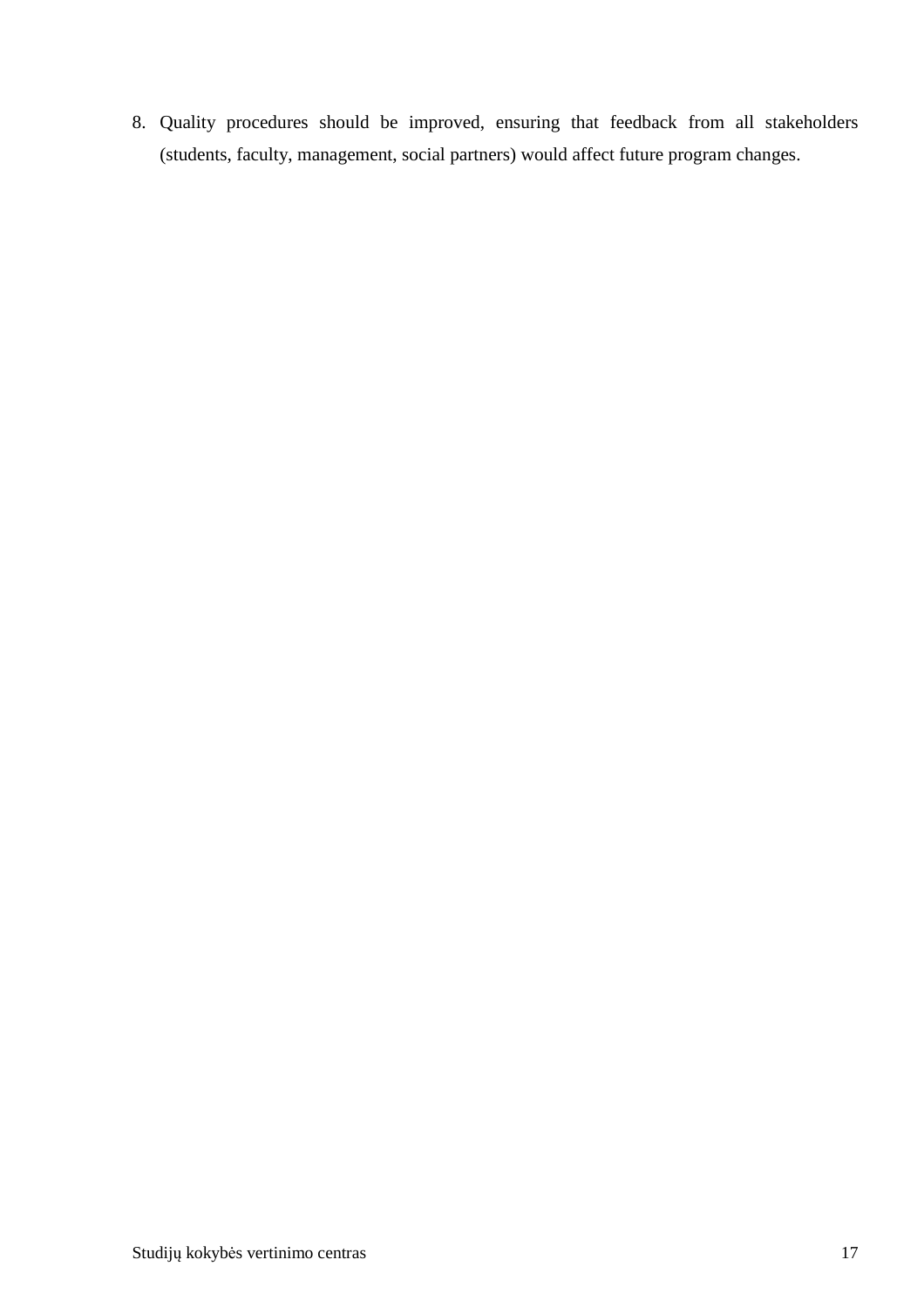8. Quality procedures should be improved, ensuring that feedback from all stakeholders (students, faculty, management, social partners) would affect future program changes.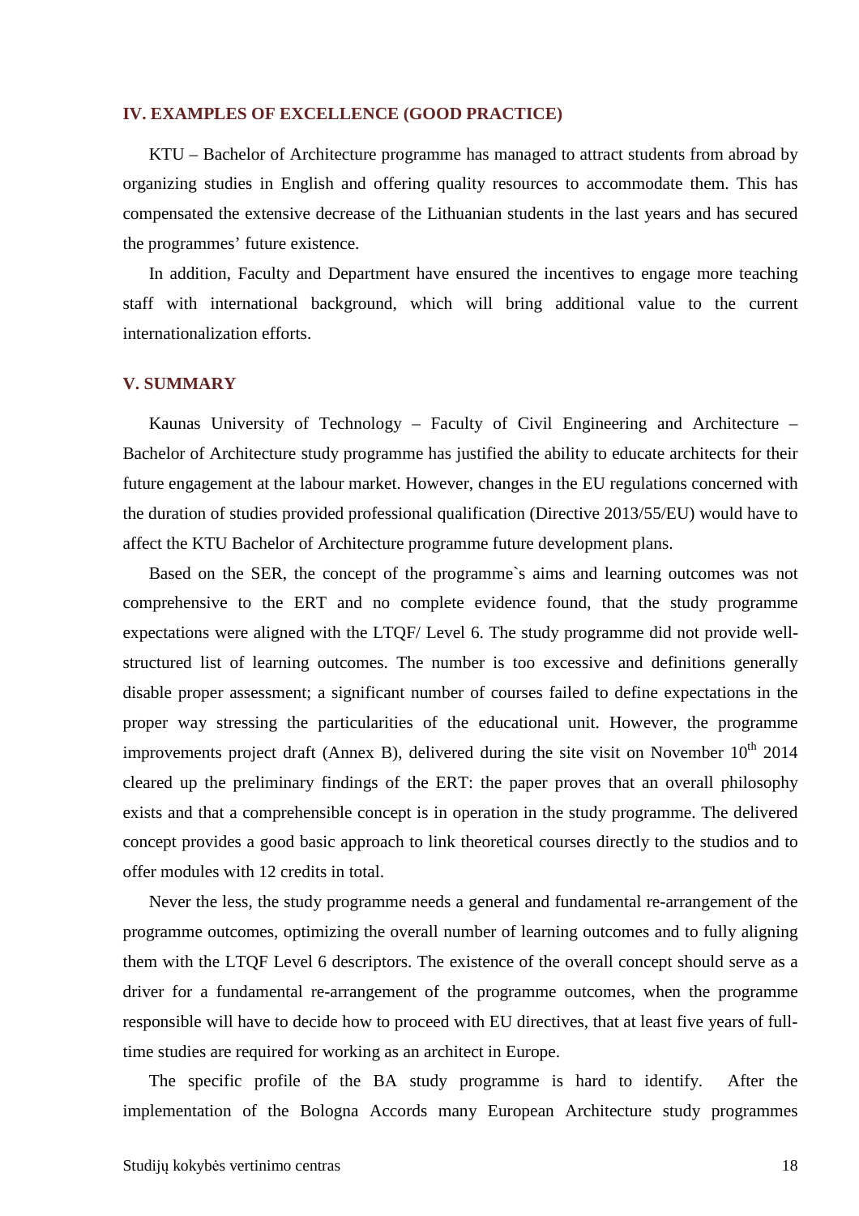## IV. EXAMPLES OF EXCELLENCE (GOOD PRACTICE)

KTU – Bachelor of Architecture programme has managed to attract students from abroad by organizing studies in English and offering quality resources to accommodate them. This has compensated the extensive decrease of the Lithuanian students in the last years and has secured the programmes' future existence.

In addition, Faculty and Department have ensured the incentives to engage more teaching staff with international background, which will bring additional value to the current internationalization efforts.

## V. SUMMARY

Kaunas University of Technology – Faculty of Civil Engineering and Architecture – Bachelor of Architecture study programme has justified the ability to educate architects for their future engagement at the labour market. However, changes in the EU regulations concerned with the duration of studies provided professional qualification (Directive 2013/55/EU) would have to affect the KTU Bachelor of Architecture programme future development plans.

Based on the SER, the concept of the programme`s aims and learning outcomes was not comprehensive to the ERT and no complete evidence found, that the study programme expectations were aligned with the LTQF/ Level 6. The study programme did not provide well-structured list of learning outcomes. The number is too excessive and definitions generally disable proper assessment; a significant number of courses failed to define expectations in the proper way stressing the particularities of the educational unit. However, the programme improvements project draft (Annex B), delivered during the site visit on November 10th 2014 cleared up the preliminary findings of the ERT: the paper proves that an overall philosophy exists and that a comprehensible concept is in operation in the study programme. The delivered concept provides a good basic approach to link theoretical courses directly to the studios and to offer modules with 12 credits in total.

Never the less, the study programme needs a general and fundamental re-arrangement of the programme outcomes, optimizing the overall number of learning outcomes and to fully aligning them with the LTQF Level 6 descriptors. The existence of the overall concept should serve as a driver for a fundamental re-arrangement of the programme outcomes, when the programme responsible will have to decide how to proceed with EU directives, that at least five years of full-time studies are required for working as an architect in Europe.

The specific profile of the BA study programme is hard to identify. After the implementation of the Bologna Accords many European Architecture study programmes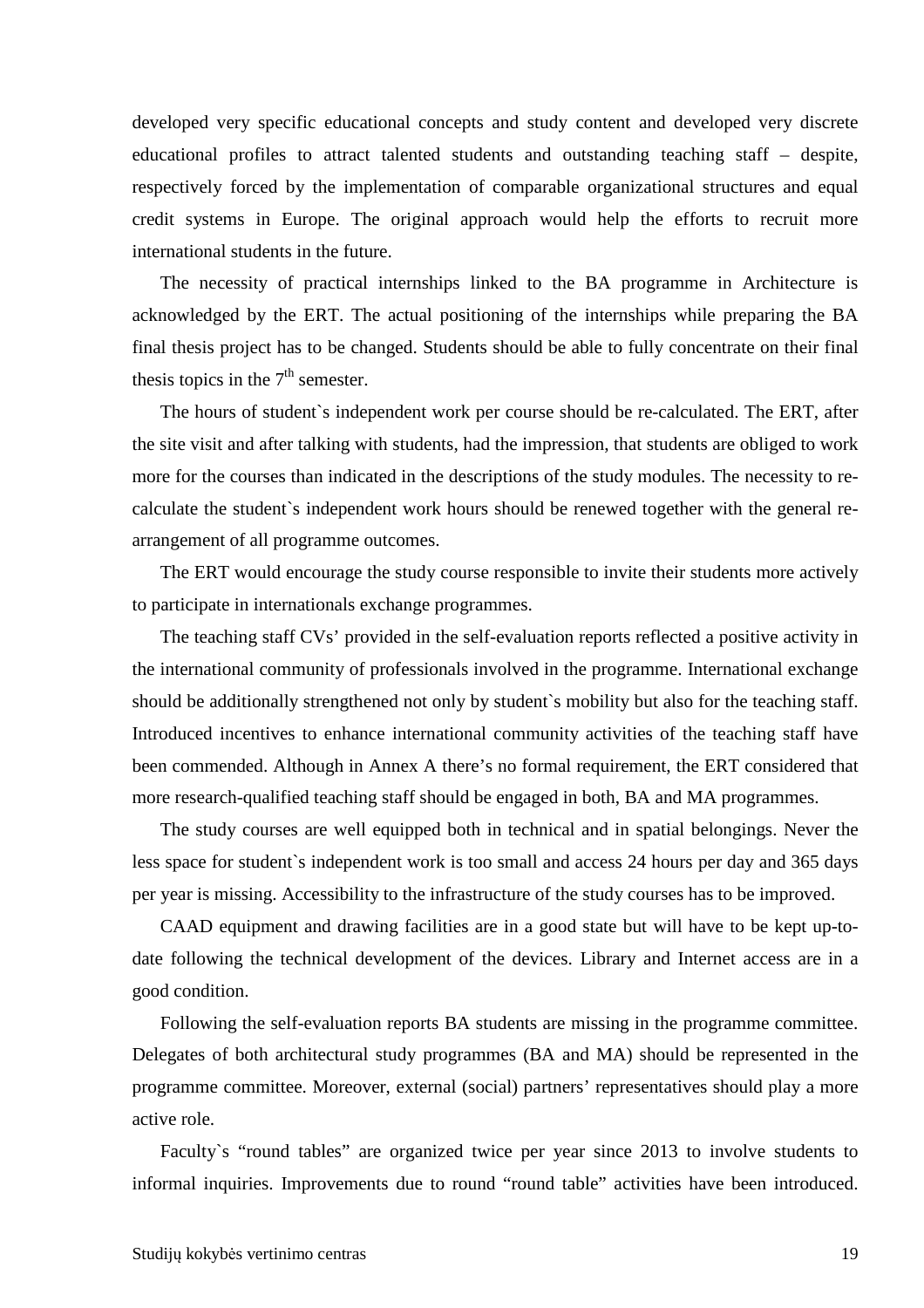developed very specific educational concepts and study content and developed very discrete educational profiles to attract talented students and outstanding teaching staff – despite, respectively forced by the implementation of comparable organizational structures and equal credit systems in Europe. The original approach would help the efforts to recruit more international students in the future.

The necessity of practical internships linked to the BA programme in Architecture is acknowledged by the ERT. The actual positioning of the internships while preparing the BA final thesis project has to be changed. Students should be able to fully concentrate on their final thesis topics in the 7th semester.

The hours of student`s independent work per course should be re-calculated. The ERT, after the site visit and after talking with students, had the impression, that students are obliged to work more for the courses than indicated in the descriptions of the study modules. The necessity to re-calculate the student`s independent work hours should be renewed together with the general re-arrangement of all programme outcomes.

The ERT would encourage the study course responsible to invite their students more actively to participate in internationals exchange programmes.

The teaching staff CVs' provided in the self-evaluation reports reflected a positive activity in the international community of professionals involved in the programme. International exchange should be additionally strengthened not only by student`s mobility but also for the teaching staff. Introduced incentives to enhance international community activities of the teaching staff have been commended. Although in Annex A there's no formal requirement, the ERT considered that more research-qualified teaching staff should be engaged in both, BA and MA programmes.

The study courses are well equipped both in technical and in spatial belongings. Never the less space for student`s independent work is too small and access 24 hours per day and 365 days per year is missing. Accessibility to the infrastructure of the study courses has to be improved.

CAAD equipment and drawing facilities are in a good state but will have to be kept up-to-date following the technical development of the devices. Library and Internet access are in a good condition.

Following the self-evaluation reports BA students are missing in the programme committee. Delegates of both architectural study programmes (BA and MA) should be represented in the programme committee. Moreover, external (social) partners' representatives should play a more active role.

Faculty`s "round tables" are organized twice per year since 2013 to involve students to informal inquiries. Improvements due to round "round table" activities have been introduced.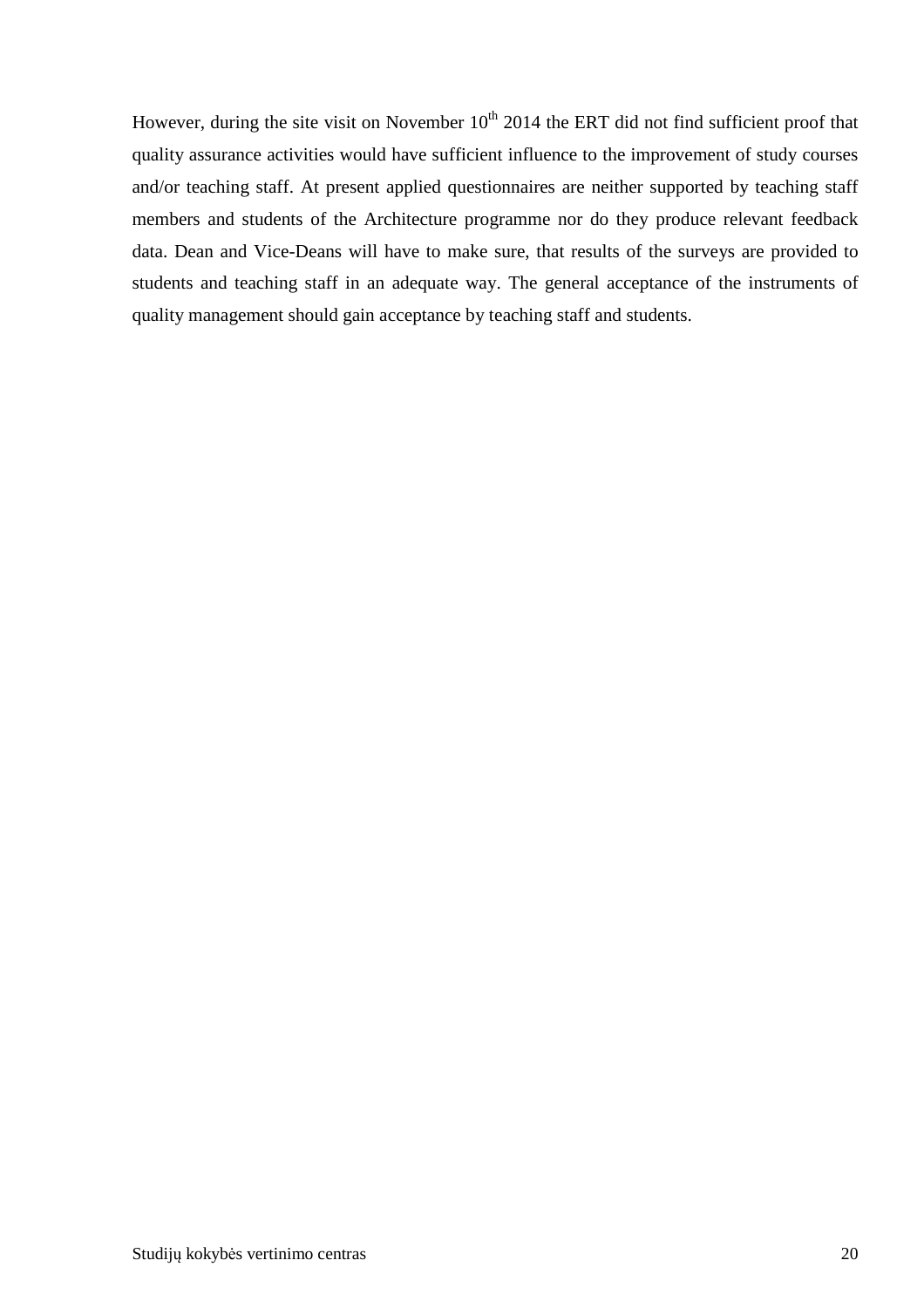However, during the site visit on November $10^{th}$ 2014 the ERT did not find sufficient proof that quality assurance activities would have sufficient influence to the improvement of study courses and/or teaching staff. At present applied questionnaires are neither supported by teaching staff members and students of the Architecture programme nor do they produce relevant feedback data. Dean and Vice-Deans will have to make sure, that results of the surveys are provided to students and teaching staff in an adequate way. The general acceptance of the instruments of quality management should gain acceptance by teaching staff and students.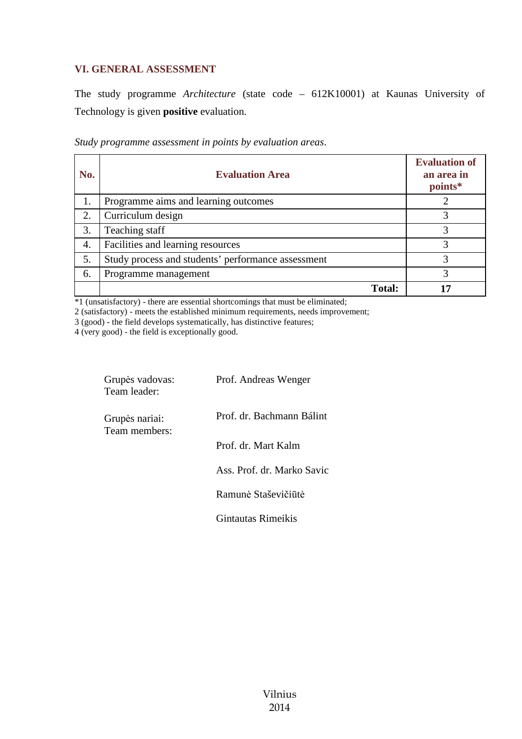## VI. GENERAL ASSESSMENT

The study programme *Architecture* (state code – 612K10001) at Kaunas University of Technology is given **positive** evaluation.

*Study programme assessment in points by evaluation areas*.

| No. | Evaluation Area | Evaluation of an area in points* |
|---|---|---|
| 1. | Programme aims and learning outcomes | 2 |
| 2. | Curriculum design | 3 |
| 3. | Teaching staff | 3 |
| 4. | Facilities and learning resources | 3 |
| 5. | Study process and students' performance assessment | 3 |
| 6. | Programme management | 3 |
| | **Total:** | **17** |

*1 (unsatisfactory) - there are essential shortcomings that must be eliminated;
2 (satisfactory) - meets the established minimum requirements, needs improvement;
3 (good) - the field develops systematically, has distinctive features;
4 (very good) - the field is exceptionally good.

Grupės vadovas:
Team leader: Prof. Andreas Wenger

Grupės nariai:
Team members:
Prof. dr. Bachmann Bálint

Prof. dr. Mart Kalm

Ass. Prof. dr. Marko Savic

Ramunė Staševičiūtė

Gintautas Rimeikis

Vilnius
2014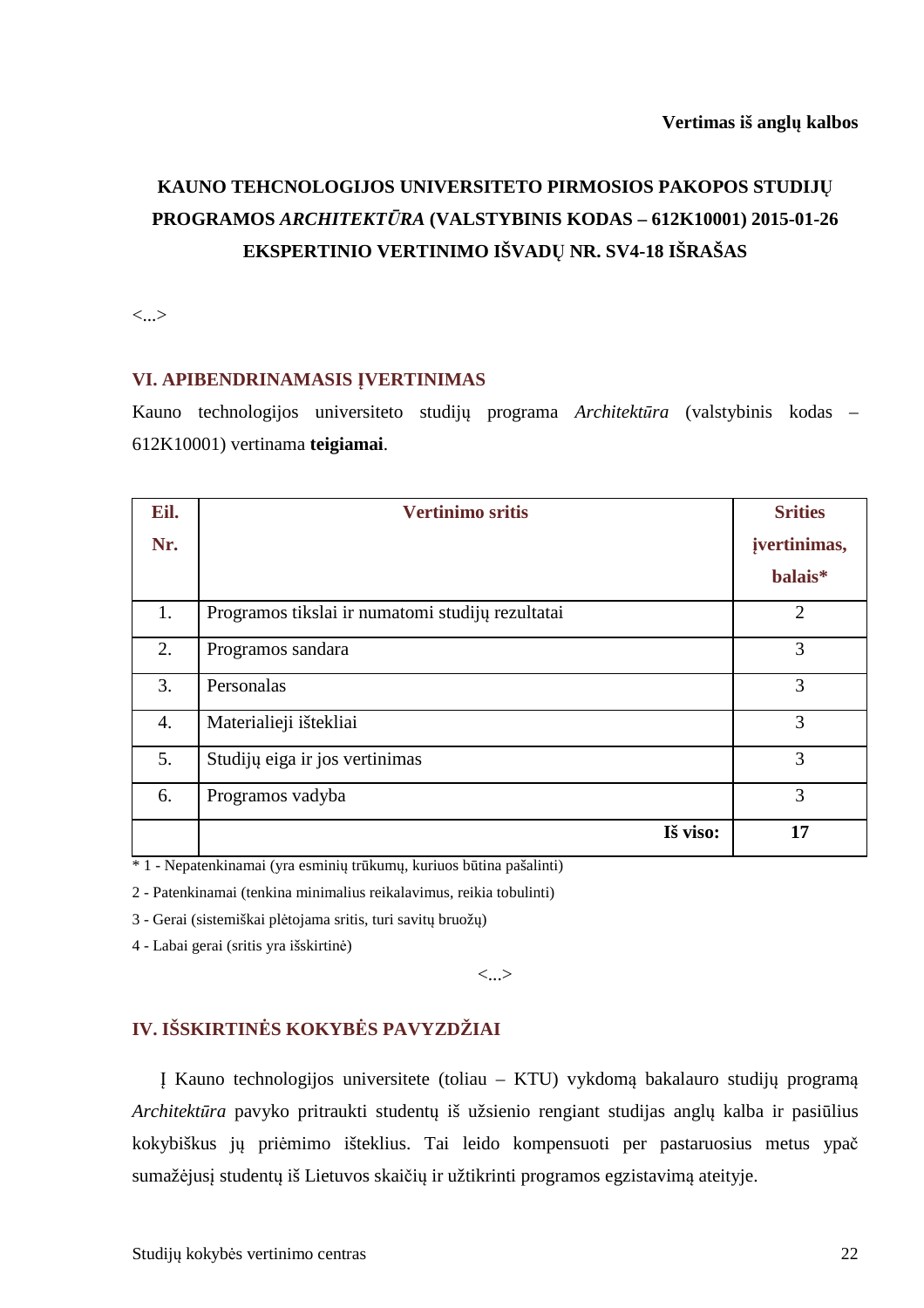**Vertimas iš anglų kalbos**

# KAUNO TEHCNOLOGIJOS UNIVERSITETO PIRMOSIOS PAKOPOS STUDIJŲ PROGRAMOS *ARCHITEKTŪRA* (VALSTYBINIS KODAS – 612K10001) 2015-01-26 EKSPERTINIO VERTINIMO IŠVADŲ NR. SV4-18 IŠRAŠAS

<...>

## VI. APIBENDRINAMASIS ĮVERTINIMAS

Kauno technologijos universiteto studijų programa *Architektūra* (valstybinis kodas – 612K10001) vertinama **teigiamai**.

| Eil. Nr. | Vertinimo sritis | Srities įvertinimas, balais* |
|---|---|---|
| 1. | Programos tikslai ir numatomi studijų rezultatai | 2 |
| 2. | Programos sandara | 3 |
| 3. | Personalas | 3 |
| 4. | Materialieji ištekliai | 3 |
| 5. | Studijų eiga ir jos vertinimas | 3 |
| 6. | Programos vadyba | 3 |
| | **Iš viso:** | **17** |

* 1 - Nepatenkinamai (yra esminių trūkumų, kuriuos būtina pašalinti)

2 - Patenkinamai (tenkina minimalius reikalavimus, reikia tobulinti)

3 - Gerai (sistemiškai plėtojama sritis, turi savitų bruožų)

4 - Labai gerai (sritis yra išskirtinė)

<...>

## IV. IŠSKIRTINĖS KOKYBĖS PAVYZDŽIAI

Į Kauno technologijos universitete (toliau – KTU) vykdomą bakalauro studijų programą *Architektūra* pavyko pritraukti studentų iš užsienio rengiant studijas anglų kalba ir pasiūlius kokybiškus jų priėmimo išteklius. Tai leido kompensuoti per pastaruosius metus ypač sumažėjusį studentų iš Lietuvos skaičių ir užtikrinti programos egzistavimą ateityje.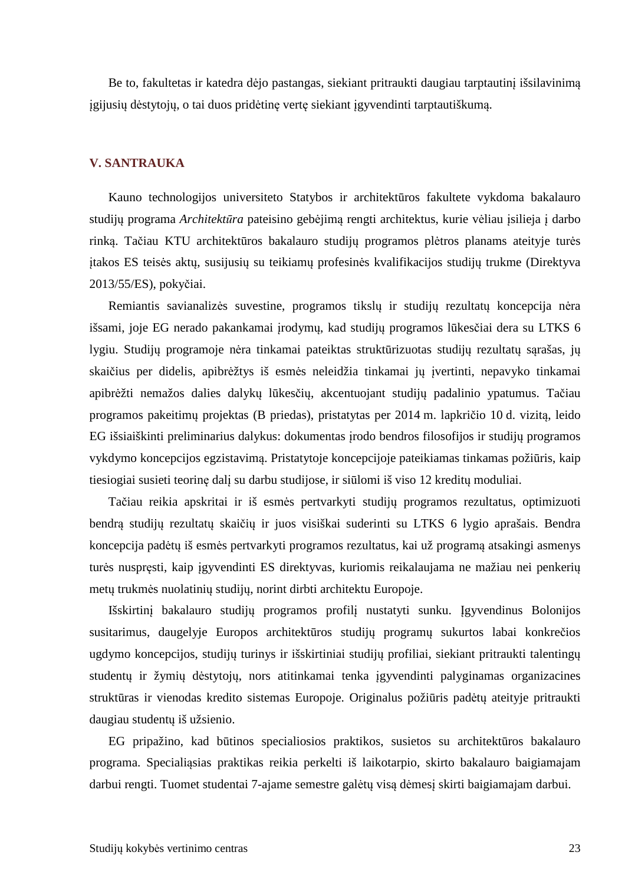Be to, fakultetas ir katedra dėjo pastangas, siekiant pritraukti daugiau tarptautinį išsilavinimą įgijusių dėstytojų, o tai duos pridėtinę vertę siekiant įgyvendinti tarptautiškumą.

## V. SANTRAUKA

Kauno technologijos universiteto Statybos ir architektūros fakultete vykdoma bakalauro studijų programa *Architektūra* pateisino gebėjimą rengti architektus, kurie vėliau įsilieja į darbo rinką. Tačiau KTU architektūros bakalauro studijų programos plėtros planams ateityje turės įtakos ES teisės aktų, susijusių su teikiamų profesinės kvalifikacijos studijų trukme (Direktyva 2013/55/ES), pokyčiai.

Remiantis savianalizės suvestine, programos tikslų ir studijų rezultatų koncepcija nėra išsami, joje EG nerado pakankamai įrodymų, kad studijų programos lūkesčiai dera su LTKS 6 lygiu. Studijų programoje nėra tinkamai pateiktas struktūrizuotas studijų rezultatų sąrašas, jų skaičius per didelis, apibrėžtys iš esmės neleidžia tinkamai jų įvertinti, nepavyko tinkamai apibrėžti nemažos dalies dalykų lūkesčių, akcentuojant studijų padalinio ypatumus. Tačiau programos pakeitimų projektas (B priedas), pristatytas per 2014 m. lapkričio 10 d. vizitą, leido EG išsiaiškinti preliminarius dalykus: dokumentas įrodo bendros filosofijos ir studijų programos vykdymo koncepcijos egzistavimą. Pristatytoje koncepcijoje pateikiamas tinkamas požiūris, kaip tiesiogiai susieti teorinę dalį su darbu studijose, ir siūlomi iš viso 12 kreditų moduliai.

Tačiau reikia apskritai ir iš esmės pertvarkyti studijų programos rezultatus, optimizuoti bendrą studijų rezultatų skaičių ir juos visiškai suderinti su LTKS 6 lygio aprašais. Bendra koncepcija padėtų iš esmės pertvarkyti programos rezultatus, kai už programą atsakingi asmenys turės nuspręsti, kaip įgyvendinti ES direktyvas, kuriomis reikalaujama ne mažiau nei penkerių metų trukmės nuolatinių studijų, norint dirbti architektu Europoje.

Išskirtinį bakalauro studijų programos profilį nustatyti sunku. Įgyvendinus Bolonijos susitarimus, daugelyje Europos architektūros studijų programų sukurtos labai konkrečios ugdymo koncepcijos, studijų turinys ir išskirtiniai studijų profiliai, siekiant pritraukti talentingų studentų ir žymių dėstytojų, nors atitinkamai tenka įgyvendinti palyginamas organizacines struktūras ir vienodas kredito sistemas Europoje. Originalus požiūris padėtų ateityje pritraukti daugiau studentų iš užsienio.

EG pripažino, kad būtinos specialiosios praktikos, susietos su architektūros bakalauro programa. Specialiąsias praktikas reikia perkelti iš laikotarpio, skirto bakalauro baigiamajam darbui rengti. Tuomet studentai 7-ajame semestre galėtų visą dėmesį skirti baigiamajam darbui.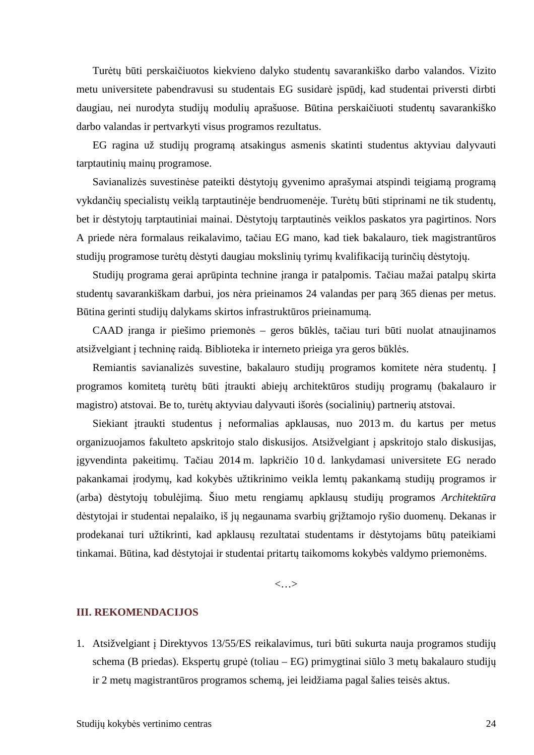Turėtų būti perskaičiuotos kiekvieno dalyko studentų savarankiško darbo valandos. Vizito metu universitete pabendravusi su studentais EG susidarė įspūdį, kad studentai priversti dirbti daugiau, nei nurodyta studijų modulių aprašuose. Būtina perskaičiuoti studentų savarankiško darbo valandas ir pertvarkyti visus programos rezultatus.

EG ragina už studijų programą atsakingus asmenis skatinti studentus aktyviau dalyvauti tarptautinių mainų programose.

Savianalizės suvestinėse pateikti dėstytojų gyvenimo aprašymai atspindi teigiamą programą vykdančių specialistų veiklą tarptautinėje bendruomenėje. Turėtų būti stiprinami ne tik studentų, bet ir dėstytojų tarptautiniai mainai. Dėstytojų tarptautinės veiklos paskatos yra pagirtinos. Nors A priede nėra formalaus reikalavimo, tačiau EG mano, kad tiek bakalauro, tiek magistrantūros studijų programose turėtų dėstyti daugiau mokslinių tyrimų kvalifikaciją turinčių dėstytojų.

Studijų programa gerai aprūpinta technine įranga ir patalpomis. Tačiau mažai patalpų skirta studentų savarankiškam darbui, jos nėra prieinamos 24 valandas per parą 365 dienas per metus. Būtina gerinti studijų dalykams skirtos infrastruktūros prieinamumą.

CAAD įranga ir piešimo priemonės – geros būklės, tačiau turi būti nuolat atnaujinamos atsižvelgiant į techninę raidą. Biblioteka ir interneto prieiga yra geros būklės.

Remiantis savianalizės suvestine, bakalauro studijų programos komitete nėra studentų. Į programos komitetą turėtų būti įtraukti abiejų architektūros studijų programų (bakalauro ir magistro) atstovai. Be to, turėtų aktyviau dalyvauti išorės (socialinių) partnerių atstovai.

Siekiant įtraukti studentus į neformalias apklausas, nuo 2013 m. du kartus per metus organizuojamos fakulteto apskritojo stalo diskusijos. Atsižvelgiant į apskritojo stalo diskusijas, įgyvendinta pakeitimų. Tačiau 2014 m. lapkričio 10 d. lankydamasi universitete EG nerado pakankamai įrodymų, kad kokybės užtikrinimo veikla lemtų pakankamą studijų programos ir (arba) dėstytojų tobulėjimą. Šiuo metu rengiamų apklausų studijų programos *Architektūra* dėstytojai ir studentai nepalaiko, iš jų negaunama svarbių grįžtamojo ryšio duomenų. Dekanas ir prodekanai turi užtikrinti, kad apklausų rezultatai studentams ir dėstytojams būtų pateikiami tinkamai. Būtina, kad dėstytojai ir studentai pritartų taikomoms kokybės valdymo priemonėms.

<…>

## III. REKOMENDACIJOS

1. Atsižvelgiant į Direktyvos 13/55/ES reikalavimus, turi būti sukurta nauja programos studijų schema (B priedas). Ekspertų grupė (toliau – EG) primygtinai siūlo 3 metų bakalauro studijų ir 2 metų magistrantūros programos schemą, jei leidžiama pagal šalies teisės aktus.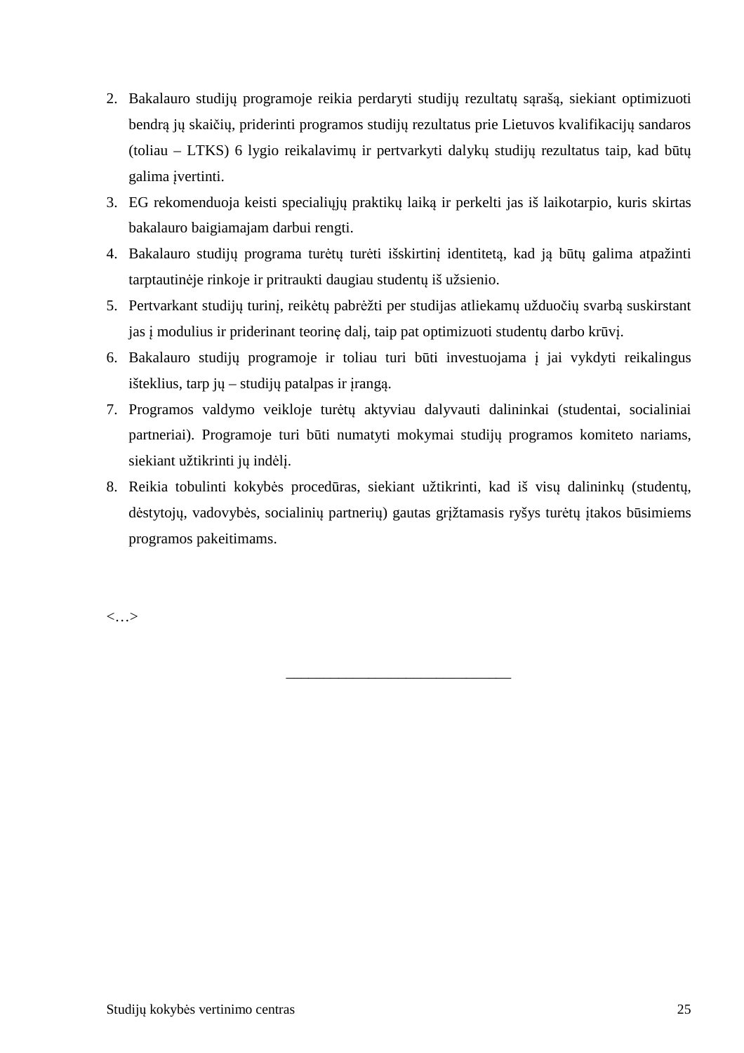2. Bakalauro studijų programoje reikia perdaryti studijų rezultatų sąrašą, siekiant optimizuoti bendrą jų skaičių, priderinti programos studijų rezultatus prie Lietuvos kvalifikacijų sandaros (toliau – LTKS) 6 lygio reikalavimų ir pertvarkyti dalykų studijų rezultatus taip, kad būtų galima įvertinti.
3. EG rekomenduoja keisti specialiųjų praktikų laiką ir perkelti jas iš laikotarpio, kuris skirtas bakalauro baigiamajam darbui rengti.
4. Bakalauro studijų programa turėtų turėti išskirtinį identitetą, kad ją būtų galima atpažinti tarptautinėje rinkoje ir pritraukti daugiau studentų iš užsienio.
5. Pertvarkant studijų turinį, reikėtų pabrėžti per studijas atliekamų užduočių svarbą suskirstant jas į modulius ir priderinant teorinę dalį, taip pat optimizuoti studentų darbo krūvį.
6. Bakalauro studijų programoje ir toliau turi būti investuojama į jai vykdyti reikalingus išteklius, tarp jų – studijų patalpas ir įrangą.
7. Programos valdymo veikloje turėtų aktyviau dalyvauti dalininkai (studentai, socialiniai partneriai). Programoje turi būti numatyti mokymai studijų programos komiteto nariams, siekiant užtikrinti jų indėlį.
8. Reikia tobulinti kokybės procedūras, siekiant užtikrinti, kad iš visų dalininkų (studentų, dėstytojų, vadovybės, socialinių partnerių) gautas grįžtamasis ryšys turėtų įtakos būsimiems programos pakeitimams.

<…>

______________________________